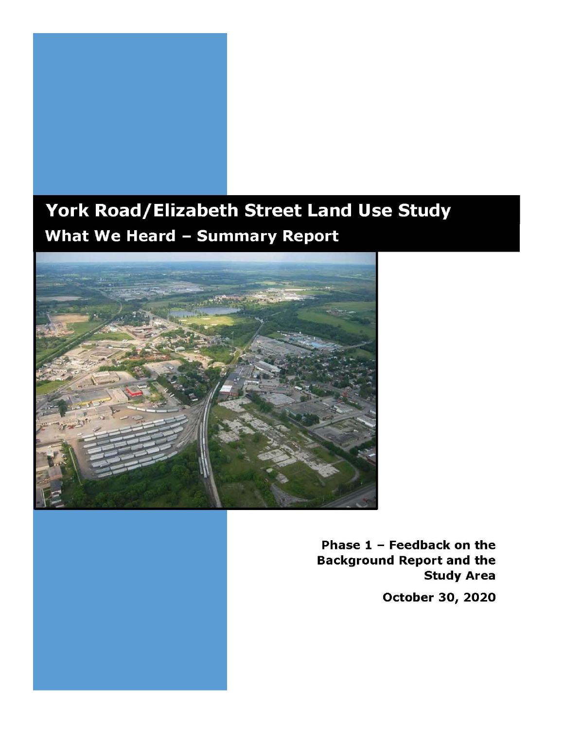# York Road/Elizabeth Street Land Use Study

## What We Heard – Summary Report

**Phase 1 – Feedback on the Background Report and the Study Area**

**October 30, 2020**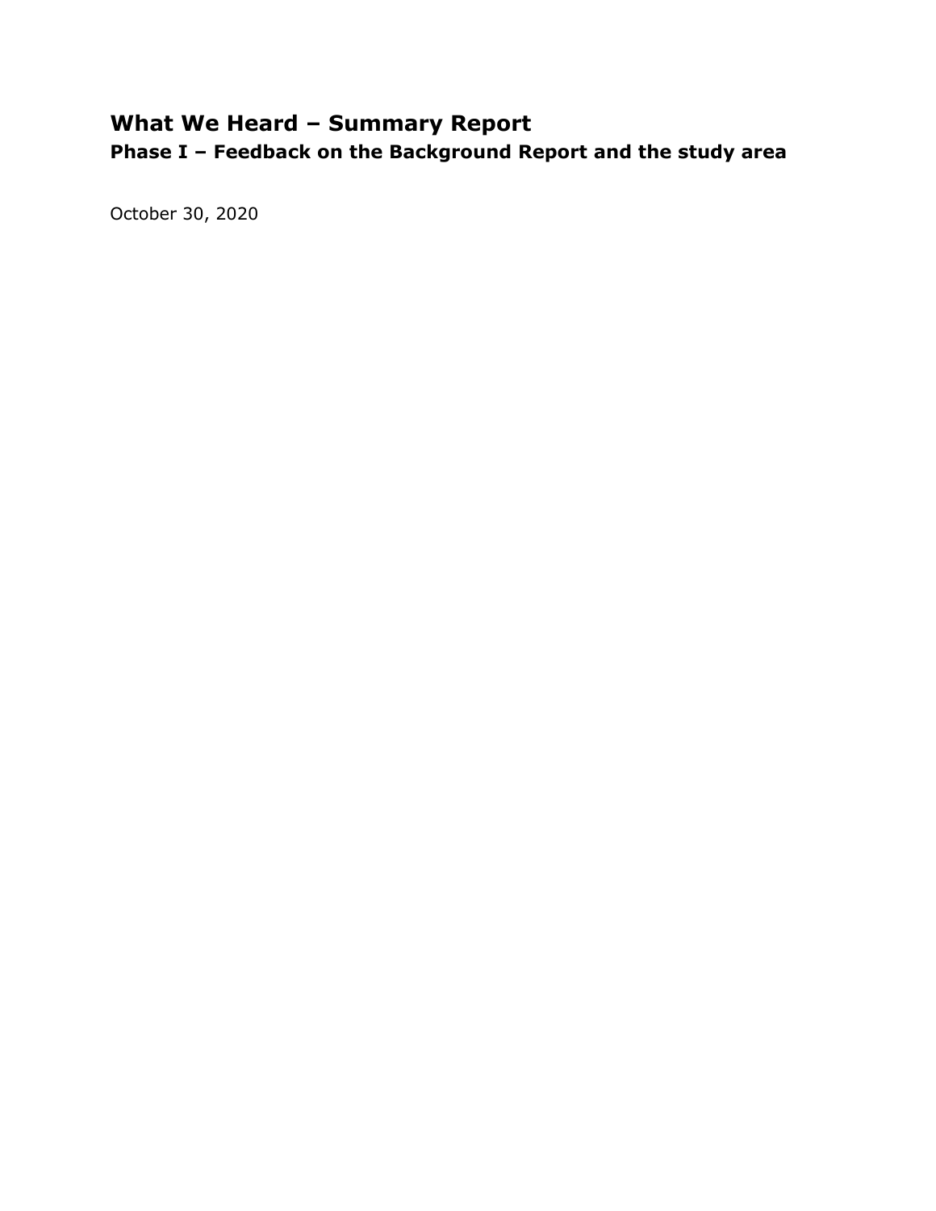# What We Heard – Summary Report

## Phase I – Feedback on the Background Report and the study area

October 30, 2020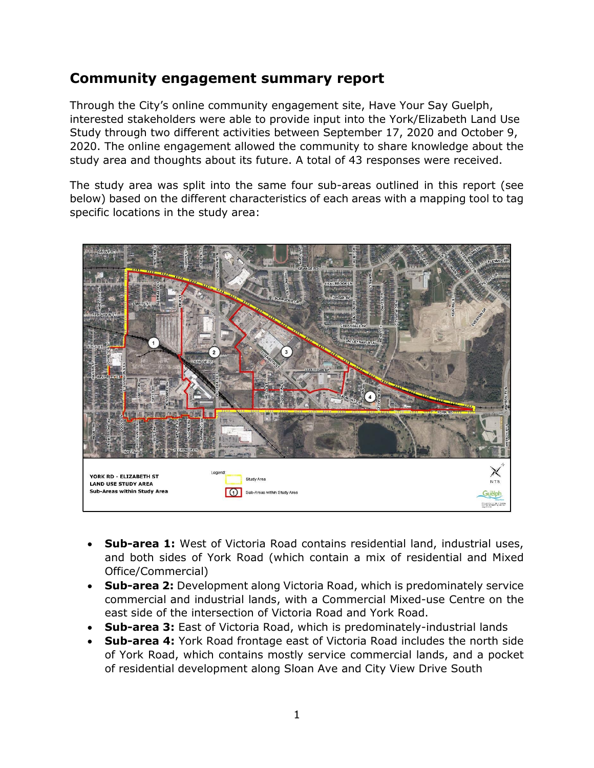## Community engagement summary report

Through the City's online community engagement site, Have Your Say Guelph, interested stakeholders were able to provide input into the York/Elizabeth Land Use Study through two different activities between September 17, 2020 and October 9, 2020. The online engagement allowed the community to share knowledge about the study area and thoughts about its future. A total of 43 responses were received.

The study area was split into the same four sub-areas outlined in this report (see below) based on the different characteristics of each areas with a mapping tool to tag specific locations in the study area:

- **Sub-area 1:** West of Victoria Road contains residential land, industrial uses, and both sides of York Road (which contain a mix of residential and Mixed Office/Commercial)
- **Sub-area 2:** Development along Victoria Road, which is predominately service commercial and industrial lands, with a Commercial Mixed-use Centre on the east side of the intersection of Victoria Road and York Road.
- **Sub-area 3:** East of Victoria Road, which is predominately-industrial lands
- **Sub-area 4:** York Road frontage east of Victoria Road includes the north side of York Road, which contains mostly service commercial lands, and a pocket of residential development along Sloan Ave and City View Drive South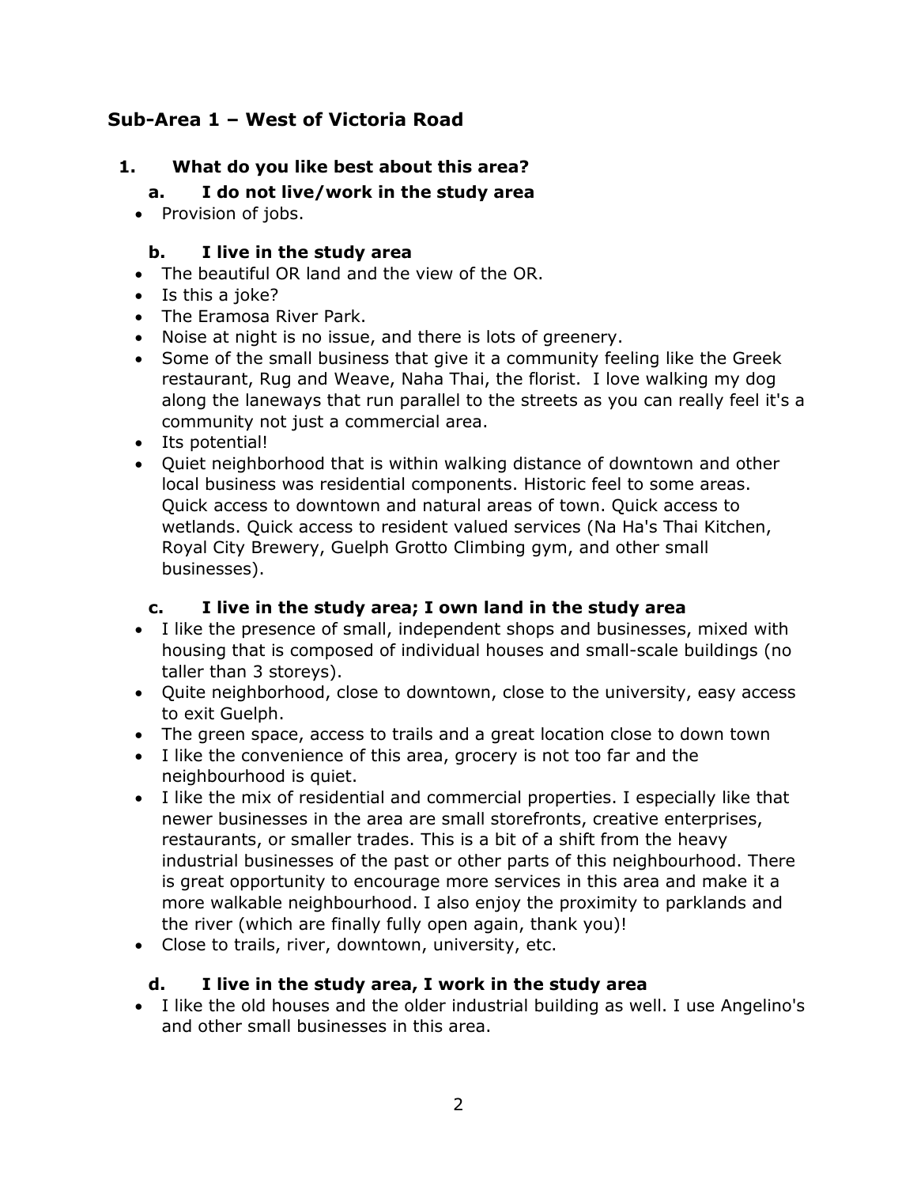## Sub-Area 1 – West of Victoria Road

### 1. What do you like best about this area?

#### a. I do not live/work in the study area

- Provision of jobs.

#### b. I live in the study area

- The beautiful OR land and the view of the OR.
- Is this a joke?
- The Eramosa River Park.
- Noise at night is no issue, and there is lots of greenery.
- Some of the small business that give it a community feeling like the Greek restaurant, Rug and Weave, Naha Thai, the florist. I love walking my dog along the laneways that run parallel to the streets as you can really feel it's a community not just a commercial area.
- Its potential!
- Quiet neighborhood that is within walking distance of downtown and other local business was residential components. Historic feel to some areas. Quick access to downtown and natural areas of town. Quick access to wetlands. Quick access to resident valued services (Na Ha's Thai Kitchen, Royal City Brewery, Guelph Grotto Climbing gym, and other small businesses).

#### c. I live in the study area; I own land in the study area

- I like the presence of small, independent shops and businesses, mixed with housing that is composed of individual houses and small-scale buildings (no taller than 3 storeys).
- Quite neighborhood, close to downtown, close to the university, easy access to exit Guelph.
- The green space, access to trails and a great location close to down town
- I like the convenience of this area, grocery is not too far and the neighbourhood is quiet.
- I like the mix of residential and commercial properties. I especially like that newer businesses in the area are small storefronts, creative enterprises, restaurants, or smaller trades. This is a bit of a shift from the heavy industrial businesses of the past or other parts of this neighbourhood. There is great opportunity to encourage more services in this area and make it a more walkable neighbourhood. I also enjoy the proximity to parklands and the river (which are finally fully open again, thank you)!
- Close to trails, river, downtown, university, etc.

#### d. I live in the study area, I work in the study area

- I like the old houses and the older industrial building as well. I use Angelino's and other small businesses in this area.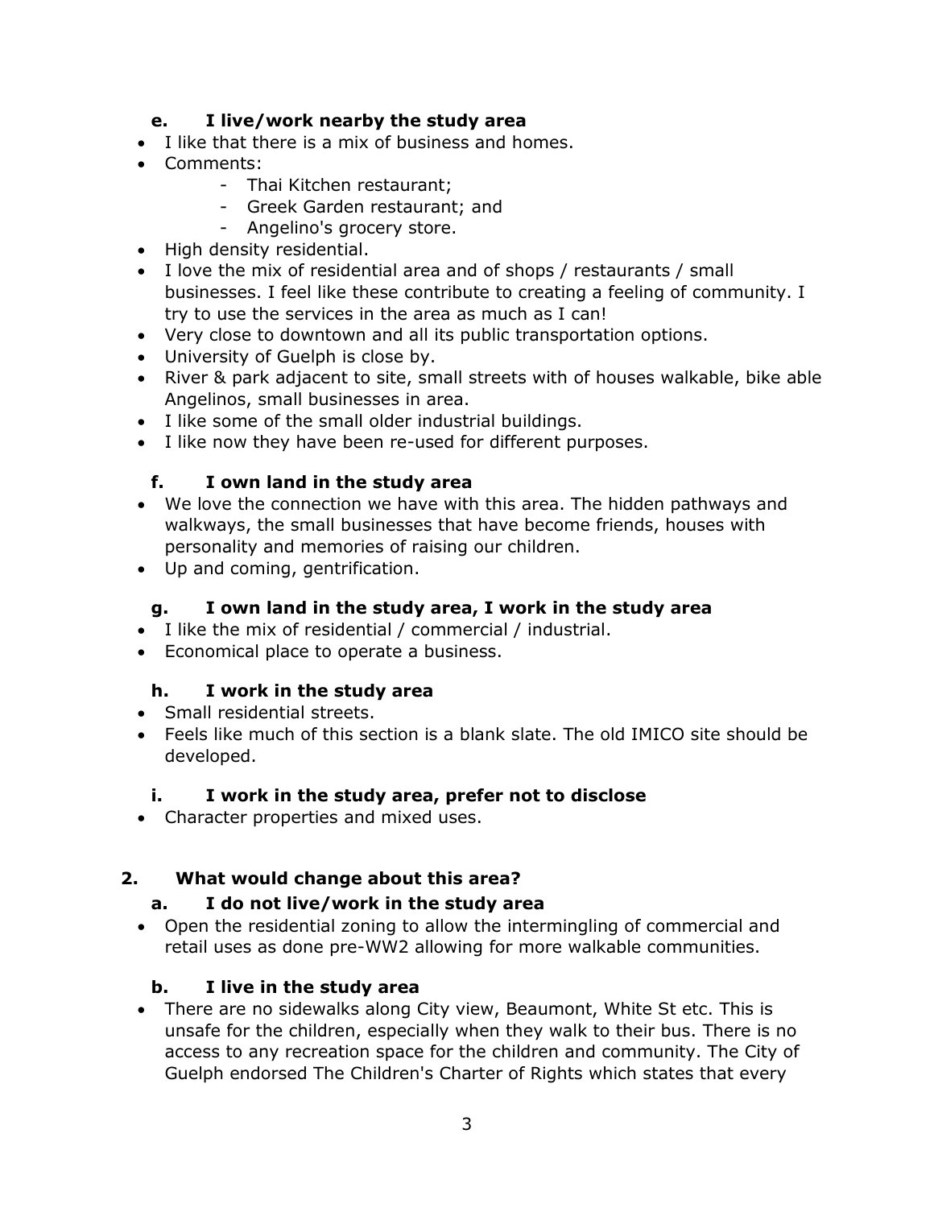### e. I live/work nearby the study area

- I like that there is a mix of business and homes.
- Comments:
    - Thai Kitchen restaurant;
    - Greek Garden restaurant; and
    - Angelino's grocery store.
- High density residential.
- I love the mix of residential area and of shops / restaurants / small businesses. I feel like these contribute to creating a feeling of community. I try to use the services in the area as much as I can!
- Very close to downtown and all its public transportation options.
- University of Guelph is close by.
- River & park adjacent to site, small streets with of houses walkable, bike able Angelinos, small businesses in area.
- I like some of the small older industrial buildings.
- I like now they have been re-used for different purposes.

### f. I own land in the study area

- We love the connection we have with this area. The hidden pathways and walkways, the small businesses that have become friends, houses with personality and memories of raising our children.
- Up and coming, gentrification.

### g. I own land in the study area, I work in the study area

- I like the mix of residential / commercial / industrial.
- Economical place to operate a business.

### h. I work in the study area

- Small residential streets.
- Feels like much of this section is a blank slate. The old IMICO site should be developed.

### i. I work in the study area, prefer not to disclose

- Character properties and mixed uses.

## 2. What would change about this area?

### a. I do not live/work in the study area

- Open the residential zoning to allow the intermingling of commercial and retail uses as done pre-WW2 allowing for more walkable communities.

### b. I live in the study area

- There are no sidewalks along City view, Beaumont, White St etc. This is unsafe for the children, especially when they walk to their bus. There is no access to any recreation space for the children and community. The City of Guelph endorsed The Children's Charter of Rights which states that every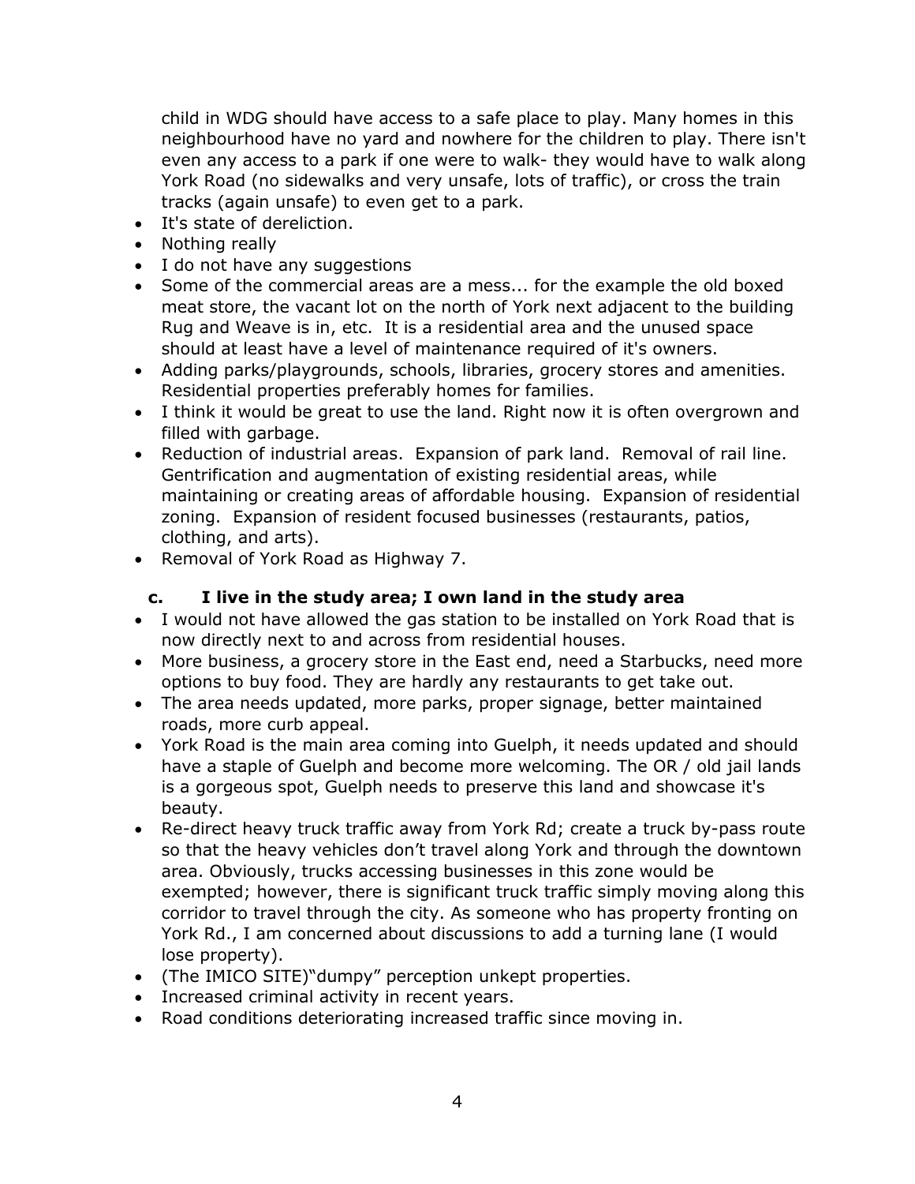child in WDG should have access to a safe place to play. Many homes in this neighbourhood have no yard and nowhere for the children to play. There isn't even any access to a park if one were to walk- they would have to walk along York Road (no sidewalks and very unsafe, lots of traffic), or cross the train tracks (again unsafe) to even get to a park.

- It's state of dereliction.
- Nothing really
- I do not have any suggestions
- Some of the commercial areas are a mess... for the example the old boxed meat store, the vacant lot on the north of York next adjacent to the building Rug and Weave is in, etc. It is a residential area and the unused space should at least have a level of maintenance required of it's owners.
- Adding parks/playgrounds, schools, libraries, grocery stores and amenities. Residential properties preferably homes for families.
- I think it would be great to use the land. Right now it is often overgrown and filled with garbage.
- Reduction of industrial areas. Expansion of park land. Removal of rail line. Gentrification and augmentation of existing residential areas, while maintaining or creating areas of affordable housing. Expansion of residential zoning. Expansion of resident focused businesses (restaurants, patios, clothing, and arts).
- Removal of York Road as Highway 7.

### c. I live in the study area; I own land in the study area

- I would not have allowed the gas station to be installed on York Road that is now directly next to and across from residential houses.
- More business, a grocery store in the East end, need a Starbucks, need more options to buy food. They are hardly any restaurants to get take out.
- The area needs updated, more parks, proper signage, better maintained roads, more curb appeal.
- York Road is the main area coming into Guelph, it needs updated and should have a staple of Guelph and become more welcoming. The OR / old jail lands is a gorgeous spot, Guelph needs to preserve this land and showcase it's beauty.
- Re-direct heavy truck traffic away from York Rd; create a truck by-pass route so that the heavy vehicles don't travel along York and through the downtown area. Obviously, trucks accessing businesses in this zone would be exempted; however, there is significant truck traffic simply moving along this corridor to travel through the city. As someone who has property fronting on York Rd., I am concerned about discussions to add a turning lane (I would lose property).
- (The IMICO SITE)"dumpy" perception unkept properties.
- Increased criminal activity in recent years.
- Road conditions deteriorating increased traffic since moving in.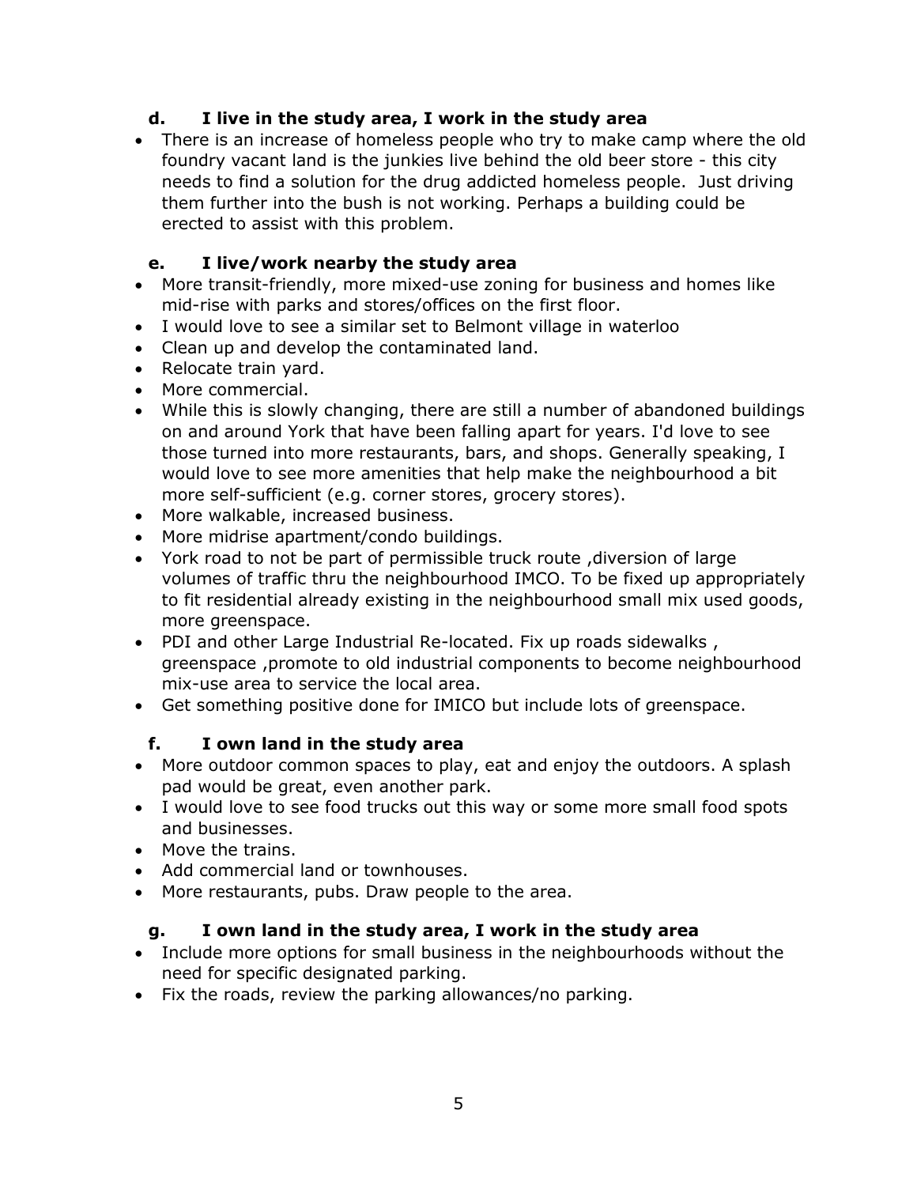#### d. I live in the study area, I work in the study area

- There is an increase of homeless people who try to make camp where the old foundry vacant land is the junkies live behind the old beer store - this city needs to find a solution for the drug addicted homeless people. Just driving them further into the bush is not working. Perhaps a building could be erected to assist with this problem.

#### e. I live/work nearby the study area

- More transit-friendly, more mixed-use zoning for business and homes like mid-rise with parks and stores/offices on the first floor.
- I would love to see a similar set to Belmont village in waterloo
- Clean up and develop the contaminated land.
- Relocate train yard.
- More commercial.
- While this is slowly changing, there are still a number of abandoned buildings on and around York that have been falling apart for years. I'd love to see those turned into more restaurants, bars, and shops. Generally speaking, I would love to see more amenities that help make the neighbourhood a bit more self-sufficient (e.g. corner stores, grocery stores).
- More walkable, increased business.
- More midrise apartment/condo buildings.
- York road to not be part of permissible truck route ,diversion of large volumes of traffic thru the neighbourhood IMCO. To be fixed up appropriately to fit residential already existing in the neighbourhood small mix used goods, more greenspace.
- PDI and other Large Industrial Re-located. Fix up roads sidewalks , greenspace ,promote to old industrial components to become neighbourhood mix-use area to service the local area.
- Get something positive done for IMICO but include lots of greenspace.

#### f. I own land in the study area

- More outdoor common spaces to play, eat and enjoy the outdoors. A splash pad would be great, even another park.
- I would love to see food trucks out this way or some more small food spots and businesses.
- Move the trains.
- Add commercial land or townhouses.
- More restaurants, pubs. Draw people to the area.

#### g. I own land in the study area, I work in the study area

- Include more options for small business in the neighbourhoods without the need for specific designated parking.
- Fix the roads, review the parking allowances/no parking.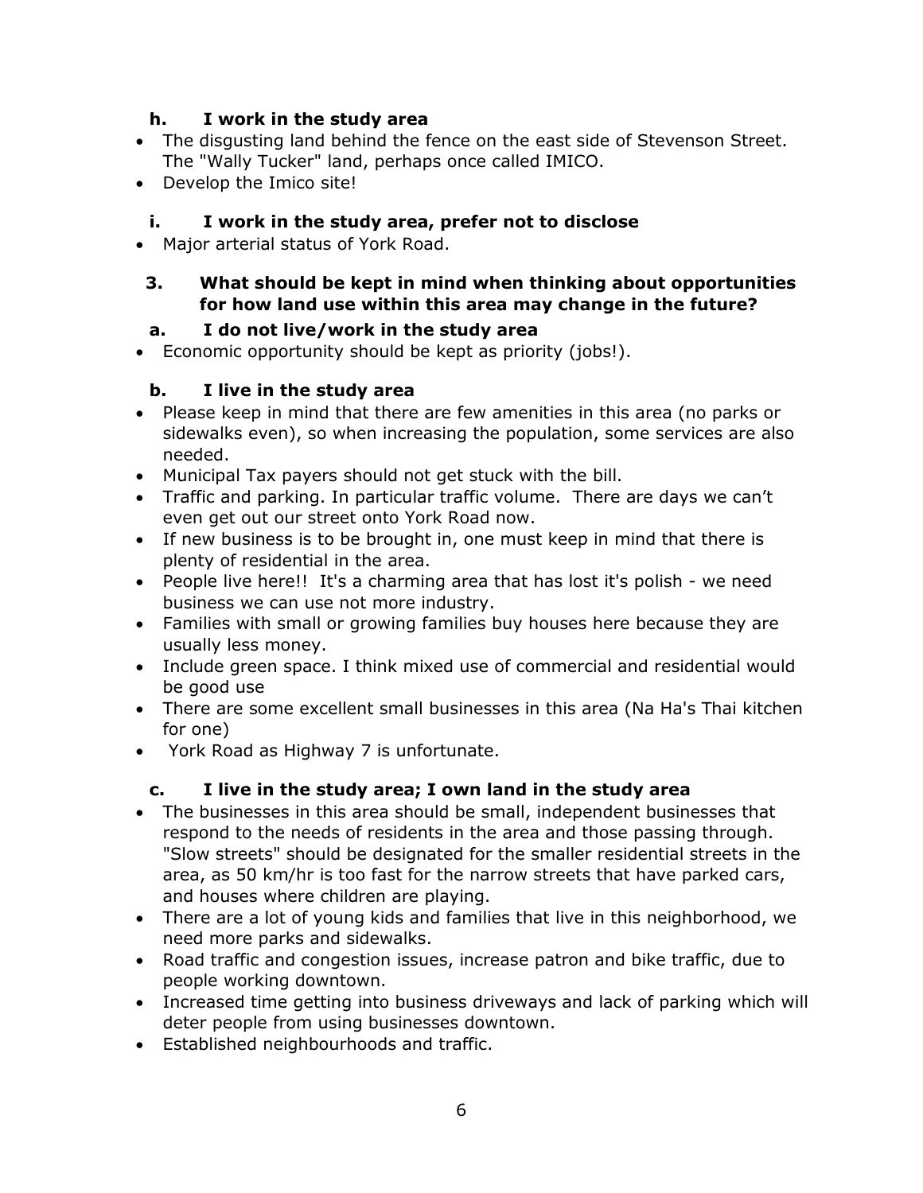**h. I work in the study area**

- The disgusting land behind the fence on the east side of Stevenson Street. The "Wally Tucker" land, perhaps once called IMICO.
- Develop the Imico site!

**i. I work in the study area, prefer not to disclose**

- Major arterial status of York Road.

### 3. What should be kept in mind when thinking about opportunities for how land use within this area may change in the future?

**a. I do not live/work in the study area**

- Economic opportunity should be kept as priority (jobs!).

**b. I live in the study area**

- Please keep in mind that there are few amenities in this area (no parks or sidewalks even), so when increasing the population, some services are also needed.
- Municipal Tax payers should not get stuck with the bill.
- Traffic and parking. In particular traffic volume. There are days we can't even get out our street onto York Road now.
- If new business is to be brought in, one must keep in mind that there is plenty of residential in the area.
- People live here!! It's a charming area that has lost it's polish - we need business we can use not more industry.
- Families with small or growing families buy houses here because they are usually less money.
- Include green space. I think mixed use of commercial and residential would be good use
- There are some excellent small businesses in this area (Na Ha's Thai kitchen for one)
- York Road as Highway 7 is unfortunate.

**c. I live in the study area; I own land in the study area**

- The businesses in this area should be small, independent businesses that respond to the needs of residents in the area and those passing through. "Slow streets" should be designated for the smaller residential streets in the area, as 50 km/hr is too fast for the narrow streets that have parked cars, and houses where children are playing.
- There are a lot of young kids and families that live in this neighborhood, we need more parks and sidewalks.
- Road traffic and congestion issues, increase patron and bike traffic, due to people working downtown.
- Increased time getting into business driveways and lack of parking which will deter people from using businesses downtown.
- Established neighbourhoods and traffic.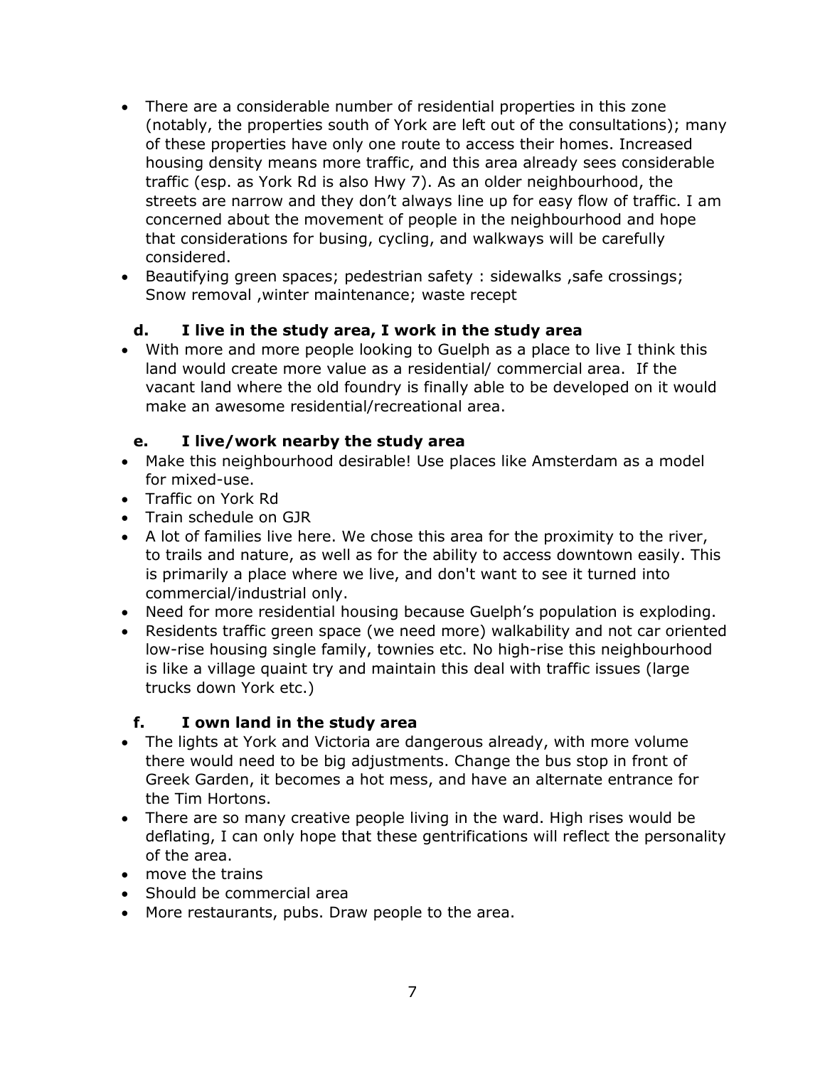- There are a considerable number of residential properties in this zone (notably, the properties south of York are left out of the consultations); many of these properties have only one route to access their homes. Increased housing density means more traffic, and this area already sees considerable traffic (esp. as York Rd is also Hwy 7). As an older neighbourhood, the streets are narrow and they don't always line up for easy flow of traffic. I am concerned about the movement of people in the neighbourhood and hope that considerations for busing, cycling, and walkways will be carefully considered.
- Beautifying green spaces; pedestrian safety : sidewalks ,safe crossings; Snow removal ,winter maintenance; waste recept

**d. I live in the study area, I work in the study area**

- With more and more people looking to Guelph as a place to live I think this land would create more value as a residential/ commercial area. If the vacant land where the old foundry is finally able to be developed on it would make an awesome residential/recreational area.

**e. I live/work nearby the study area**

- Make this neighbourhood desirable! Use places like Amsterdam as a model for mixed-use.
- Traffic on York Rd
- Train schedule on GJR
- A lot of families live here. We chose this area for the proximity to the river, to trails and nature, as well as for the ability to access downtown easily. This is primarily a place where we live, and don't want to see it turned into commercial/industrial only.
- Need for more residential housing because Guelph's population is exploding.
- Residents traffic green space (we need more) walkability and not car oriented low-rise housing single family, townies etc. No high-rise this neighbourhood is like a village quaint try and maintain this deal with traffic issues (large trucks down York etc.)

**f. I own land in the study area**

- The lights at York and Victoria are dangerous already, with more volume there would need to be big adjustments. Change the bus stop in front of Greek Garden, it becomes a hot mess, and have an alternate entrance for the Tim Hortons.
- There are so many creative people living in the ward. High rises would be deflating, I can only hope that these gentrifications will reflect the personality of the area.
- move the trains
- Should be commercial area
- More restaurants, pubs. Draw people to the area.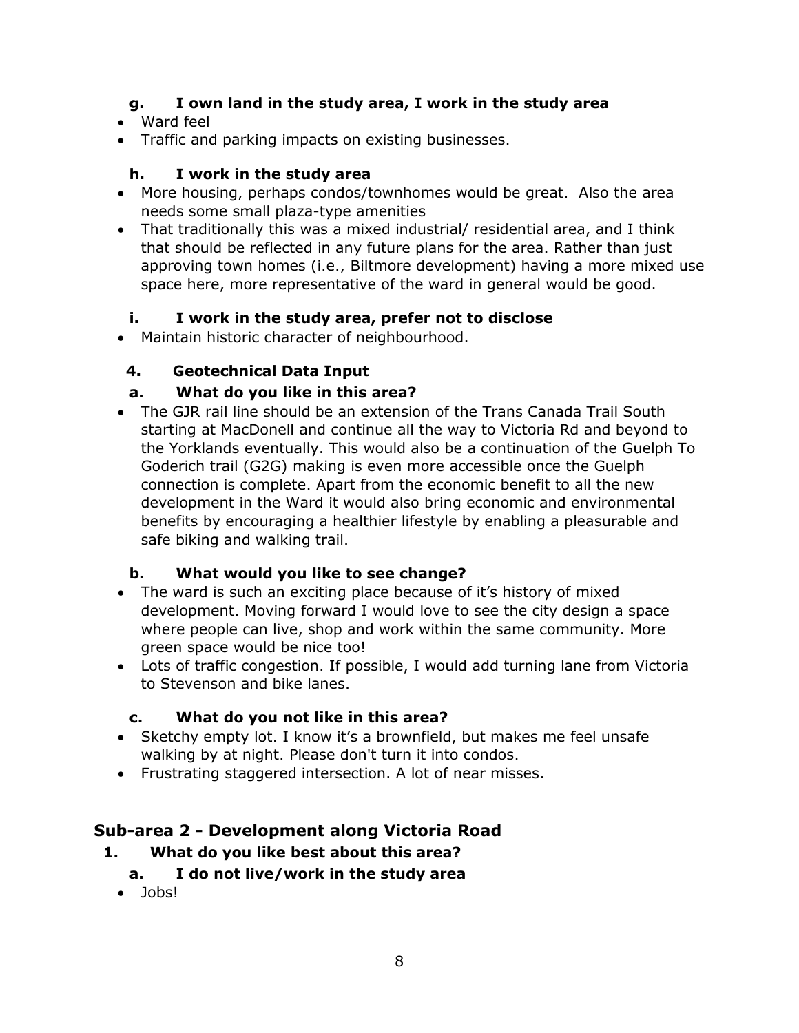### g. I own land in the study area, I work in the study area

- Ward feel
- Traffic and parking impacts on existing businesses.

### h. I work in the study area

- More housing, perhaps condos/townhomes would be great. Also the area needs some small plaza-type amenities
- That traditionally this was a mixed industrial/ residential area, and I think that should be reflected in any future plans for the area. Rather than just approving town homes (i.e., Biltmore development) having a more mixed use space here, more representative of the ward in general would be good.

### i. I work in the study area, prefer not to disclose

- Maintain historic character of neighbourhood.

### 4. Geotechnical Data Input

### a. What do you like in this area?

- The GJR rail line should be an extension of the Trans Canada Trail South starting at MacDonell and continue all the way to Victoria Rd and beyond to the Yorklands eventually. This would also be a continuation of the Guelph To Goderich trail (G2G) making is even more accessible once the Guelph connection is complete. Apart from the economic benefit to all the new development in the Ward it would also bring economic and environmental benefits by encouraging a healthier lifestyle by enabling a pleasurable and safe biking and walking trail.

### b. What would you like to see change?

- The ward is such an exciting place because of it's history of mixed development. Moving forward I would love to see the city design a space where people can live, shop and work within the same community. More green space would be nice too!
- Lots of traffic congestion. If possible, I would add turning lane from Victoria to Stevenson and bike lanes.

### c. What do you not like in this area?

- Sketchy empty lot. I know it's a brownfield, but makes me feel unsafe walking by at night. Please don't turn it into condos.
- Frustrating staggered intersection. A lot of near misses.

## Sub-area 2 - Development along Victoria Road

### 1. What do you like best about this area?

### a. I do not live/work in the study area

- Jobs!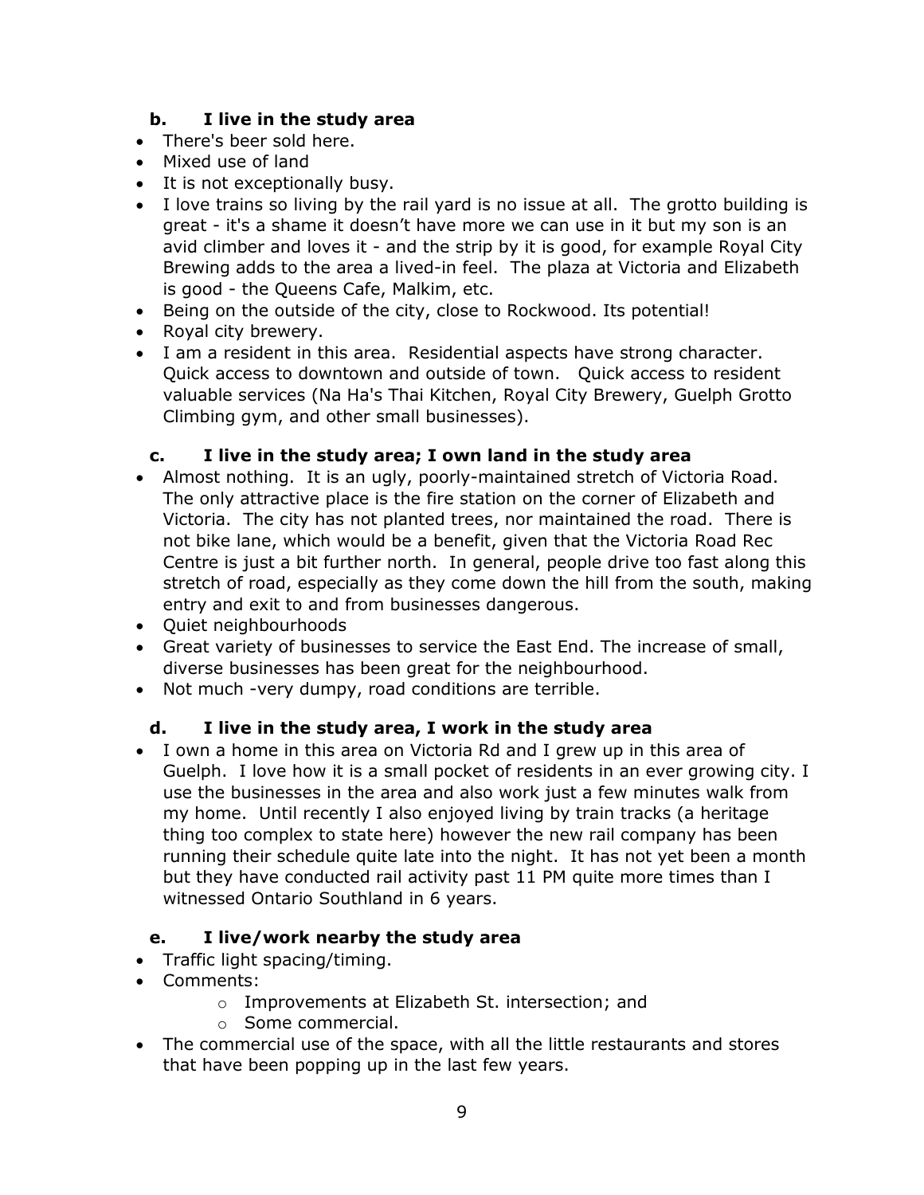#### b. I live in the study area

- There's beer sold here.
- Mixed use of land
- It is not exceptionally busy.
- I love trains so living by the rail yard is no issue at all. The grotto building is great - it's a shame it doesn't have more we can use in it but my son is an avid climber and loves it - and the strip by it is good, for example Royal City Brewing adds to the area a lived-in feel. The plaza at Victoria and Elizabeth is good - the Queens Cafe, Malkim, etc.
- Being on the outside of the city, close to Rockwood. Its potential!
- Royal city brewery.
- I am a resident in this area. Residential aspects have strong character. Quick access to downtown and outside of town. Quick access to resident valuable services (Na Ha's Thai Kitchen, Royal City Brewery, Guelph Grotto Climbing gym, and other small businesses).

#### c. I live in the study area; I own land in the study area

- Almost nothing. It is an ugly, poorly-maintained stretch of Victoria Road. The only attractive place is the fire station on the corner of Elizabeth and Victoria. The city has not planted trees, nor maintained the road. There is not bike lane, which would be a benefit, given that the Victoria Road Rec Centre is just a bit further north. In general, people drive too fast along this stretch of road, especially as they come down the hill from the south, making entry and exit to and from businesses dangerous.
- Quiet neighbourhoods
- Great variety of businesses to service the East End. The increase of small, diverse businesses has been great for the neighbourhood.
- Not much -very dumpy, road conditions are terrible.

#### d. I live in the study area, I work in the study area

- I own a home in this area on Victoria Rd and I grew up in this area of Guelph. I love how it is a small pocket of residents in an ever growing city. I use the businesses in the area and also work just a few minutes walk from my home. Until recently I also enjoyed living by train tracks (a heritage thing too complex to state here) however the new rail company has been running their schedule quite late into the night. It has not yet been a month but they have conducted rail activity past 11 PM quite more times than I witnessed Ontario Southland in 6 years.

#### e. I live/work nearby the study area

- Traffic light spacing/timing.
- Comments:
  - Improvements at Elizabeth St. intersection; and
  - Some commercial.
- The commercial use of the space, with all the little restaurants and stores that have been popping up in the last few years.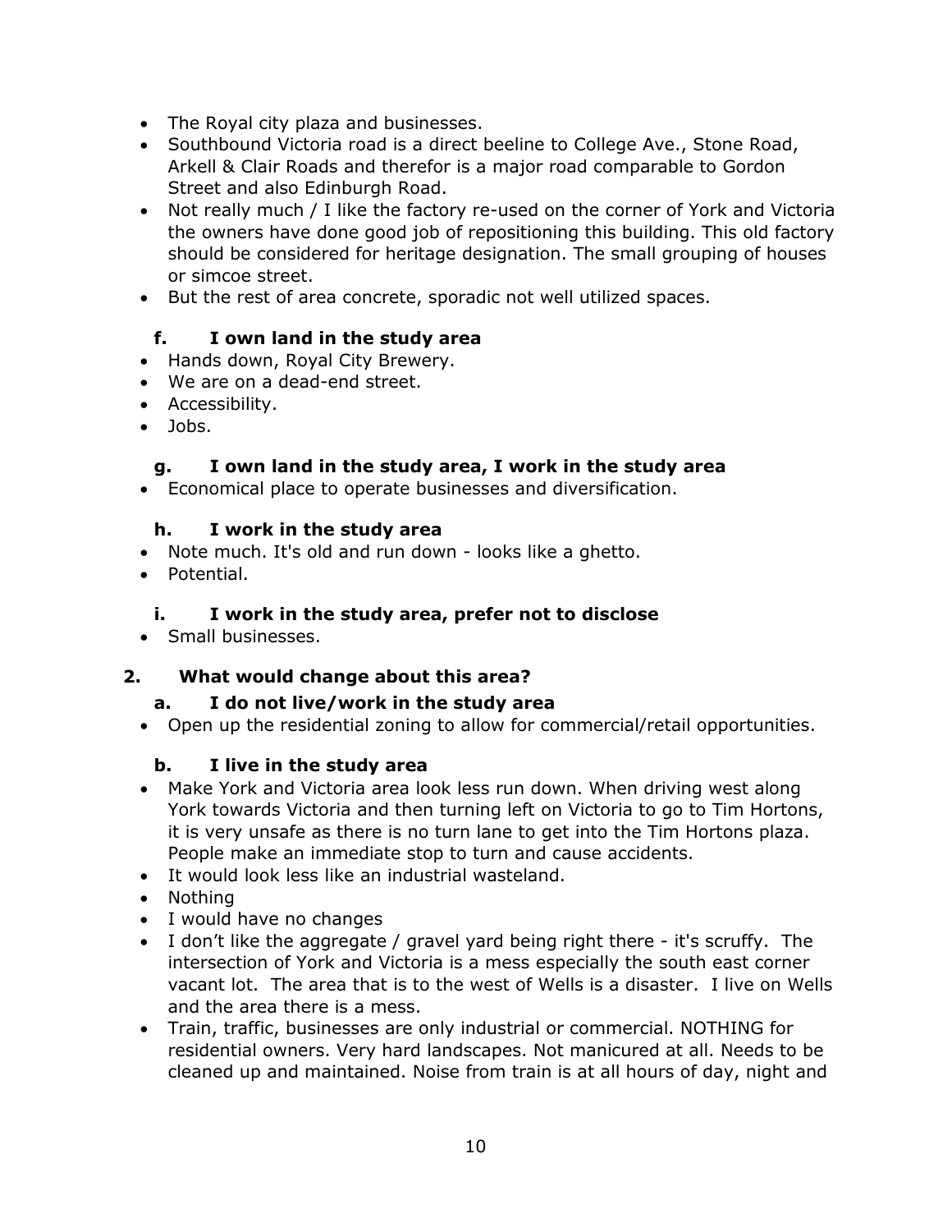- The Royal city plaza and businesses.
- Southbound Victoria road is a direct beeline to College Ave., Stone Road, Arkell & Clair Roads and therefor is a major road comparable to Gordon Street and also Edinburgh Road.
- Not really much / I like the factory re-used on the corner of York and Victoria the owners have done good job of repositioning this building. This old factory should be considered for heritage designation. The small grouping of houses or simcoe street.
- But the rest of area concrete, sporadic not well utilized spaces.

### f. I own land in the study area

- Hands down, Royal City Brewery.
- We are on a dead-end street.
- Accessibility.
- Jobs.

### g. I own land in the study area, I work in the study area

- Economical place to operate businesses and diversification.

### h. I work in the study area

- Note much. It's old and run down - looks like a ghetto.
- Potential.

### i. I work in the study area, prefer not to disclose

- Small businesses.

## 2. What would change about this area?

### a. I do not live/work in the study area

- Open up the residential zoning to allow for commercial/retail opportunities.

### b. I live in the study area

- Make York and Victoria area look less run down. When driving west along York towards Victoria and then turning left on Victoria to go to Tim Hortons, it is very unsafe as there is no turn lane to get into the Tim Hortons plaza. People make an immediate stop to turn and cause accidents.
- It would look less like an industrial wasteland.
- Nothing
- I would have no changes
- I don't like the aggregate / gravel yard being right there - it's scruffy. The intersection of York and Victoria is a mess especially the south east corner vacant lot. The area that is to the west of Wells is a disaster. I live on Wells and the area there is a mess.
- Train, traffic, businesses are only industrial or commercial. NOTHING for residential owners. Very hard landscapes. Not manicured at all. Needs to be cleaned up and maintained. Noise from train is at all hours of day, night and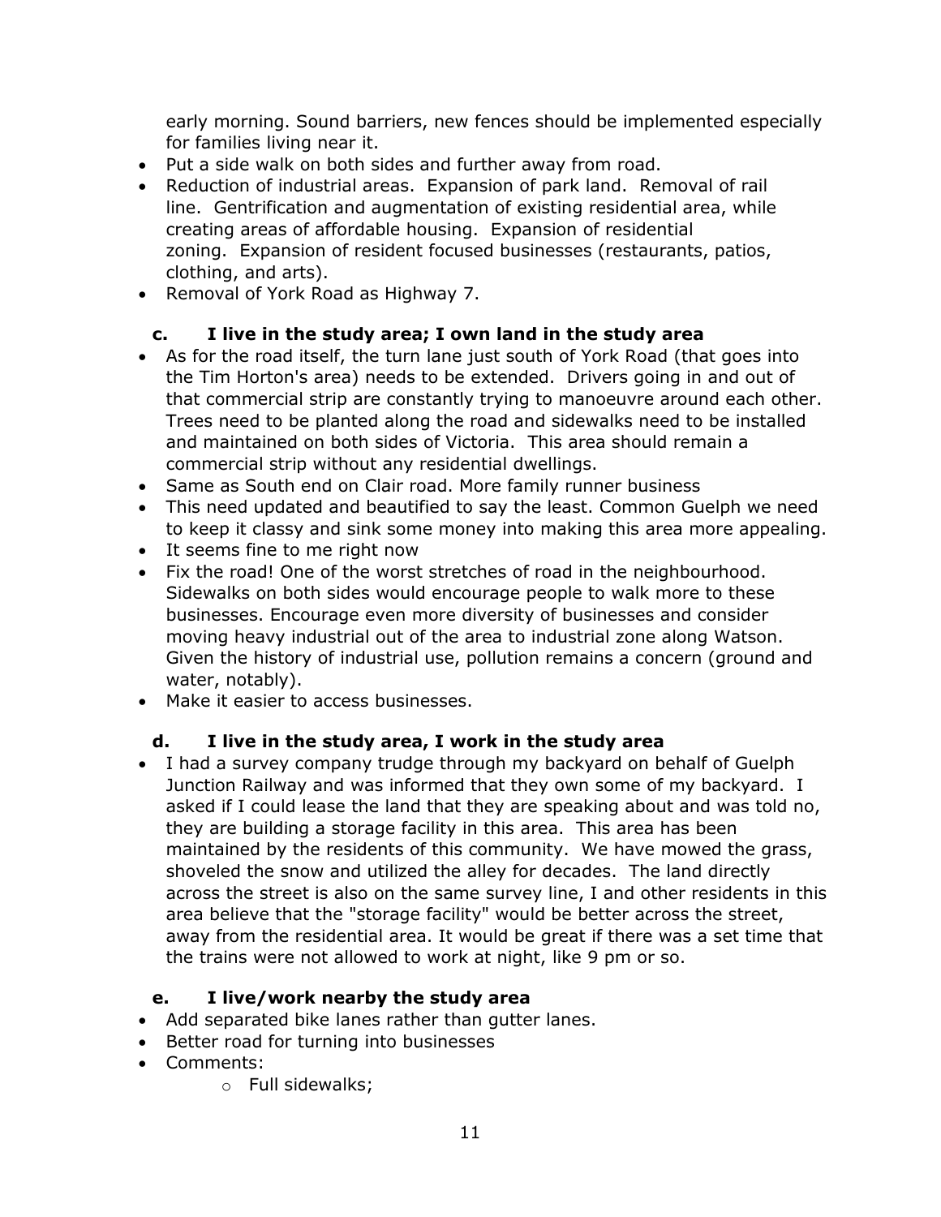early morning. Sound barriers, new fences should be implemented especially for families living near it.

- Put a side walk on both sides and further away from road.
- Reduction of industrial areas. Expansion of park land. Removal of rail line. Gentrification and augmentation of existing residential area, while creating areas of affordable housing. Expansion of residential zoning. Expansion of resident focused businesses (restaurants, patios, clothing, and arts).
- Removal of York Road as Highway 7.

**c. I live in the study area; I own land in the study area**

- As for the road itself, the turn lane just south of York Road (that goes into the Tim Horton's area) needs to be extended. Drivers going in and out of that commercial strip are constantly trying to manoeuvre around each other. Trees need to be planted along the road and sidewalks need to be installed and maintained on both sides of Victoria. This area should remain a commercial strip without any residential dwellings.
- Same as South end on Clair road. More family runner business
- This need updated and beautified to say the least. Common Guelph we need to keep it classy and sink some money into making this area more appealing.
- It seems fine to me right now
- Fix the road! One of the worst stretches of road in the neighbourhood. Sidewalks on both sides would encourage people to walk more to these businesses. Encourage even more diversity of businesses and consider moving heavy industrial out of the area to industrial zone along Watson. Given the history of industrial use, pollution remains a concern (ground and water, notably).
- Make it easier to access businesses.

**d. I live in the study area, I work in the study area**

- I had a survey company trudge through my backyard on behalf of Guelph Junction Railway and was informed that they own some of my backyard. I asked if I could lease the land that they are speaking about and was told no, they are building a storage facility in this area. This area has been maintained by the residents of this community. We have mowed the grass, shoveled the snow and utilized the alley for decades. The land directly across the street is also on the same survey line, I and other residents in this area believe that the "storage facility" would be better across the street, away from the residential area. It would be great if there was a set time that the trains were not allowed to work at night, like 9 pm or so.

**e. I live/work nearby the study area**

- Add separated bike lanes rather than gutter lanes.
- Better road for turning into businesses
- Comments:
  - Full sidewalks;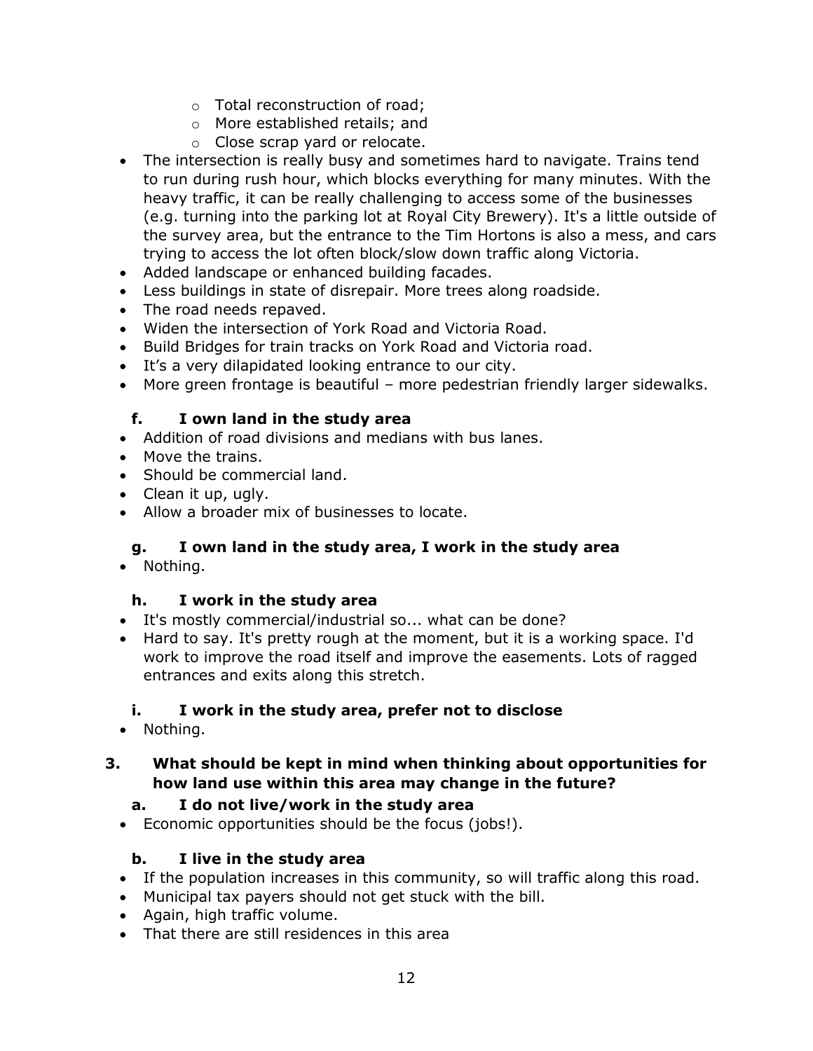- Total reconstruction of road;
    - More established retails; and
    - Close scrap yard or relocate.
- The intersection is really busy and sometimes hard to navigate. Trains tend to run during rush hour, which blocks everything for many minutes. With the heavy traffic, it can be really challenging to access some of the businesses (e.g. turning into the parking lot at Royal City Brewery). It's a little outside of the survey area, but the entrance to the Tim Hortons is also a mess, and cars trying to access the lot often block/slow down traffic along Victoria.
- Added landscape or enhanced building facades.
- Less buildings in state of disrepair. More trees along roadside.
- The road needs repaved.
- Widen the intersection of York Road and Victoria Road.
- Build Bridges for train tracks on York Road and Victoria road.
- It's a very dilapidated looking entrance to our city.
- More green frontage is beautiful – more pedestrian friendly larger sidewalks.

#### f. I own land in the study area

- Addition of road divisions and medians with bus lanes.
- Move the trains.
- Should be commercial land.
- Clean it up, ugly.
- Allow a broader mix of businesses to locate.

#### g. I own land in the study area, I work in the study area

- Nothing.

#### h. I work in the study area

- It's mostly commercial/industrial so... what can be done?
- Hard to say. It's pretty rough at the moment, but it is a working space. I'd work to improve the road itself and improve the easements. Lots of ragged entrances and exits along this stretch.

#### i. I work in the study area, prefer not to disclose

- Nothing.

### 3. What should be kept in mind when thinking about opportunities for how land use within this area may change in the future?

#### a. I do not live/work in the study area

- Economic opportunities should be the focus (jobs!).

#### b. I live in the study area

- If the population increases in this community, so will traffic along this road.
- Municipal tax payers should not get stuck with the bill.
- Again, high traffic volume.
- That there are still residences in this area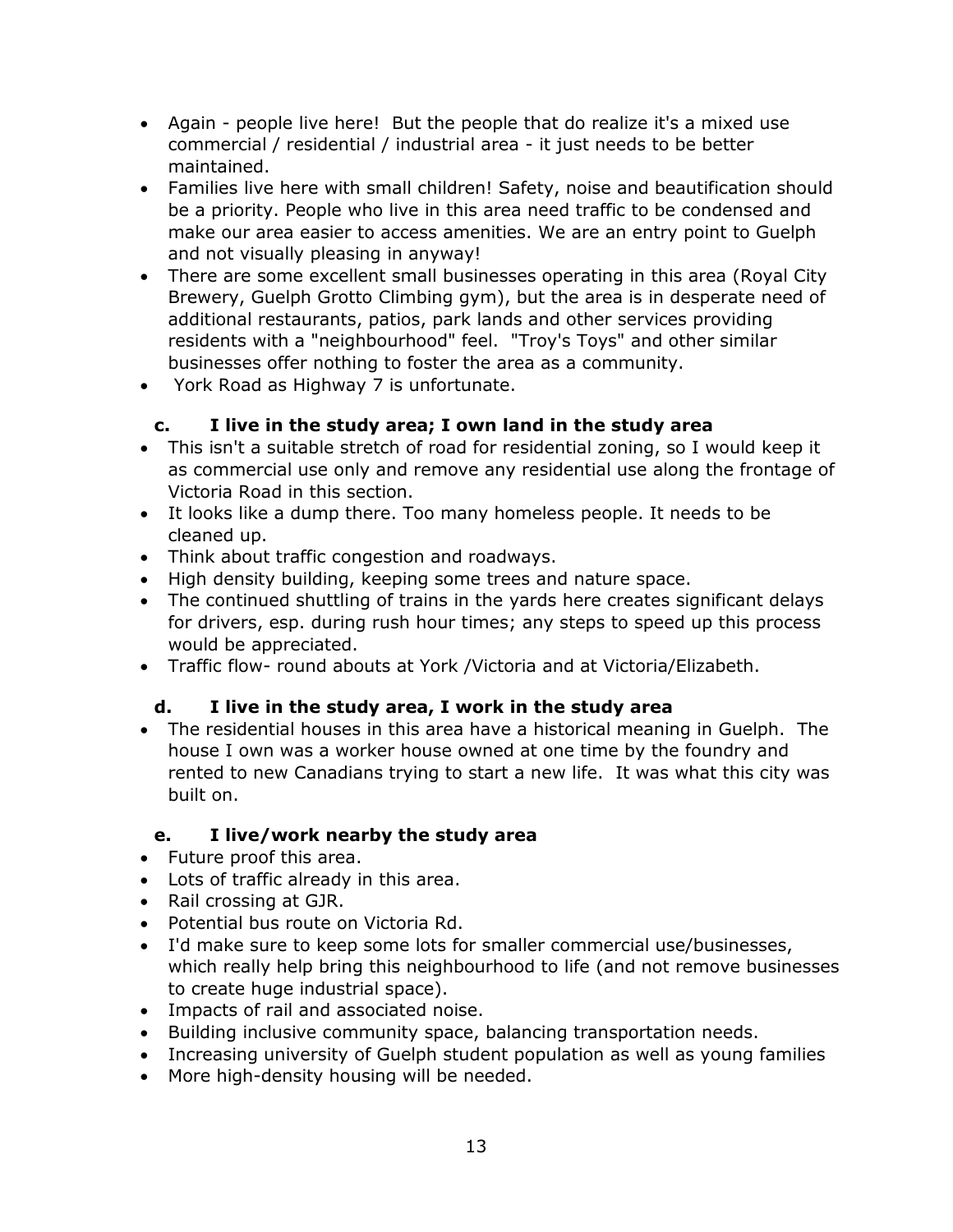- Again - people live here! But the people that do realize it's a mixed use commercial / residential / industrial area - it just needs to be better maintained.
- Families live here with small children! Safety, noise and beautification should be a priority. People who live in this area need traffic to be condensed and make our area easier to access amenities. We are an entry point to Guelph and not visually pleasing in anyway!
- There are some excellent small businesses operating in this area (Royal City Brewery, Guelph Grotto Climbing gym), but the area is in desperate need of additional restaurants, patios, park lands and other services providing residents with a "neighbourhood" feel. "Troy's Toys" and other similar businesses offer nothing to foster the area as a community.
- York Road as Highway 7 is unfortunate.

**c. I live in the study area; I own land in the study area**

- This isn't a suitable stretch of road for residential zoning, so I would keep it as commercial use only and remove any residential use along the frontage of Victoria Road in this section.
- It looks like a dump there. Too many homeless people. It needs to be cleaned up.
- Think about traffic congestion and roadways.
- High density building, keeping some trees and nature space.
- The continued shuttling of trains in the yards here creates significant delays for drivers, esp. during rush hour times; any steps to speed up this process would be appreciated.
- Traffic flow- round abouts at York /Victoria and at Victoria/Elizabeth.

**d. I live in the study area, I work in the study area**

- The residential houses in this area have a historical meaning in Guelph. The house I own was a worker house owned at one time by the foundry and rented to new Canadians trying to start a new life. It was what this city was built on.

**e. I live/work nearby the study area**

- Future proof this area.
- Lots of traffic already in this area.
- Rail crossing at GJR.
- Potential bus route on Victoria Rd.
- I'd make sure to keep some lots for smaller commercial use/businesses, which really help bring this neighbourhood to life (and not remove businesses to create huge industrial space).
- Impacts of rail and associated noise.
- Building inclusive community space, balancing transportation needs.
- Increasing university of Guelph student population as well as young families
- More high-density housing will be needed.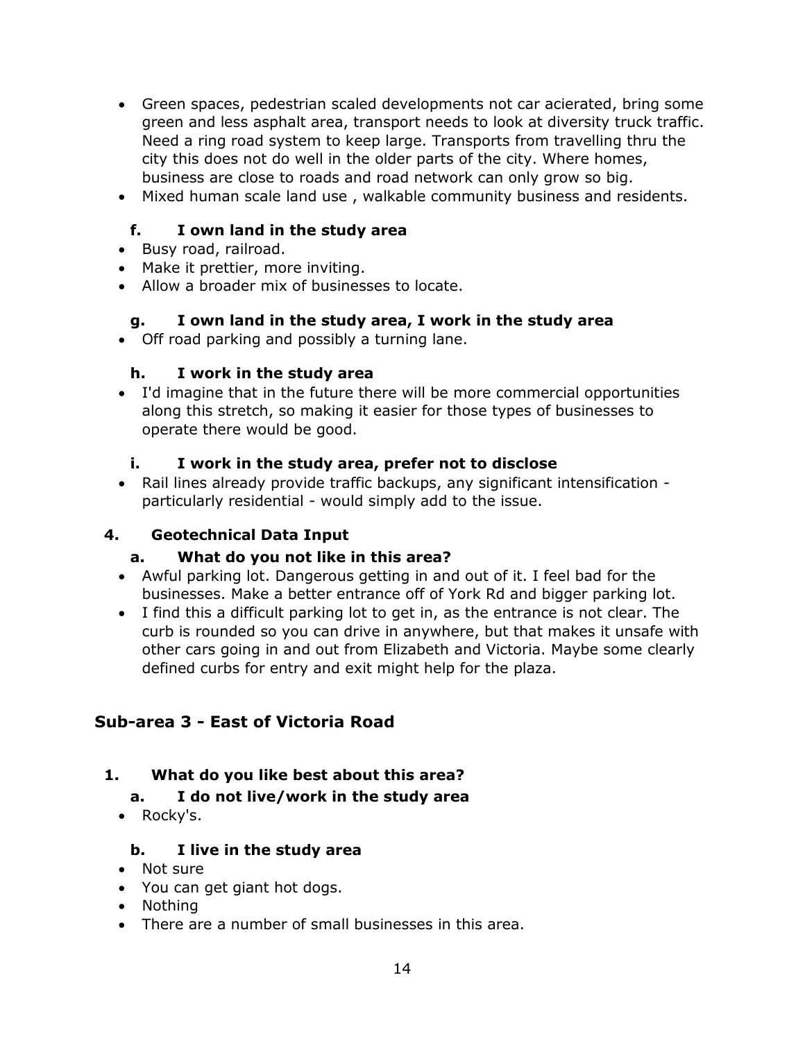- Green spaces, pedestrian scaled developments not car acierated, bring some green and less asphalt area, transport needs to look at diversity truck traffic. Need a ring road system to keep large. Transports from travelling thru the city this does not do well in the older parts of the city. Where homes, business are close to roads and road network can only grow so big.
- Mixed human scale land use , walkable community business and residents.

### f. I own land in the study area

- Busy road, railroad.
- Make it prettier, more inviting.
- Allow a broader mix of businesses to locate.

### g. I own land in the study area, I work in the study area

- Off road parking and possibly a turning lane.

### h. I work in the study area

- I'd imagine that in the future there will be more commercial opportunities along this stretch, so making it easier for those types of businesses to operate there would be good.

### i. I work in the study area, prefer not to disclose

- Rail lines already provide traffic backups, any significant intensification - particularly residential - would simply add to the issue.

### 4. Geotechnical Data Input

### a. What do you not like in this area?

- Awful parking lot. Dangerous getting in and out of it. I feel bad for the businesses. Make a better entrance off of York Rd and bigger parking lot.
- I find this a difficult parking lot to get in, as the entrance is not clear. The curb is rounded so you can drive in anywhere, but that makes it unsafe with other cars going in and out from Elizabeth and Victoria. Maybe some clearly defined curbs for entry and exit might help for the plaza.

## Sub-area 3 - East of Victoria Road

### 1. What do you like best about this area?

### a. I do not live/work in the study area

- Rocky's.

### b. I live in the study area

- Not sure
- You can get giant hot dogs.
- Nothing
- There are a number of small businesses in this area.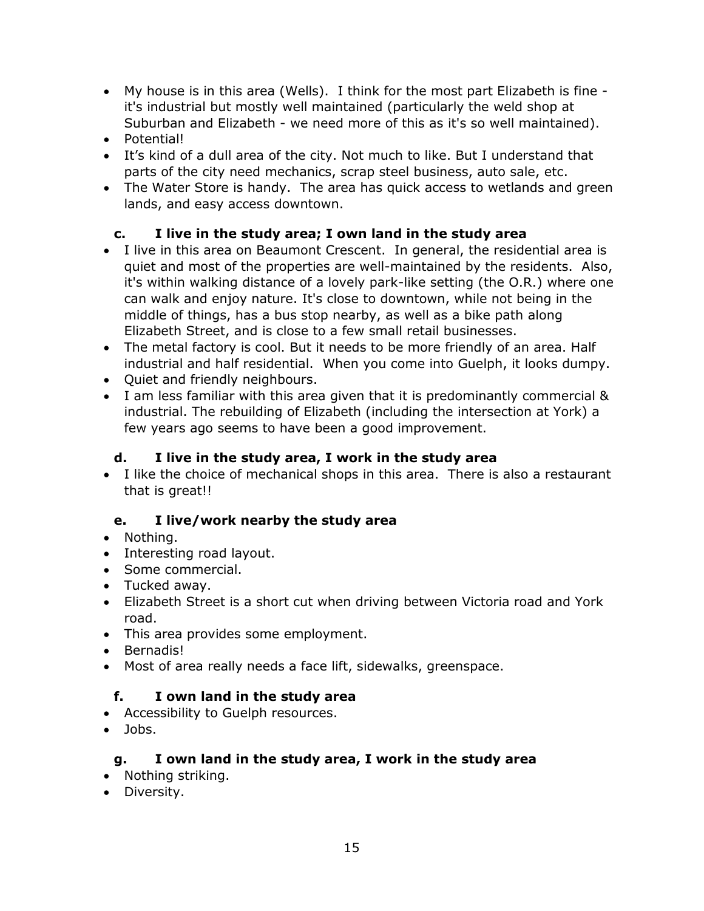- My house is in this area (Wells). I think for the most part Elizabeth is fine - it's industrial but mostly well maintained (particularly the weld shop at Suburban and Elizabeth - we need more of this as it's so well maintained).
- Potential!
- It's kind of a dull area of the city. Not much to like. But I understand that parts of the city need mechanics, scrap steel business, auto sale, etc.
- The Water Store is handy. The area has quick access to wetlands and green lands, and easy access downtown.

### c. I live in the study area; I own land in the study area

- I live in this area on Beaumont Crescent. In general, the residential area is quiet and most of the properties are well-maintained by the residents. Also, it's within walking distance of a lovely park-like setting (the O.R.) where one can walk and enjoy nature. It's close to downtown, while not being in the middle of things, has a bus stop nearby, as well as a bike path along Elizabeth Street, and is close to a few small retail businesses.
- The metal factory is cool. But it needs to be more friendly of an area. Half industrial and half residential. When you come into Guelph, it looks dumpy.
- Quiet and friendly neighbours.
- I am less familiar with this area given that it is predominantly commercial & industrial. The rebuilding of Elizabeth (including the intersection at York) a few years ago seems to have been a good improvement.

### d. I live in the study area, I work in the study area

- I like the choice of mechanical shops in this area. There is also a restaurant that is great!!

### e. I live/work nearby the study area

- Nothing.
- Interesting road layout.
- Some commercial.
- Tucked away.
- Elizabeth Street is a short cut when driving between Victoria road and York road.
- This area provides some employment.
- Bernadis!
- Most of area really needs a face lift, sidewalks, greenspace.

### f. I own land in the study area

- Accessibility to Guelph resources.
- Jobs.

### g. I own land in the study area, I work in the study area

- Nothing striking.
- Diversity.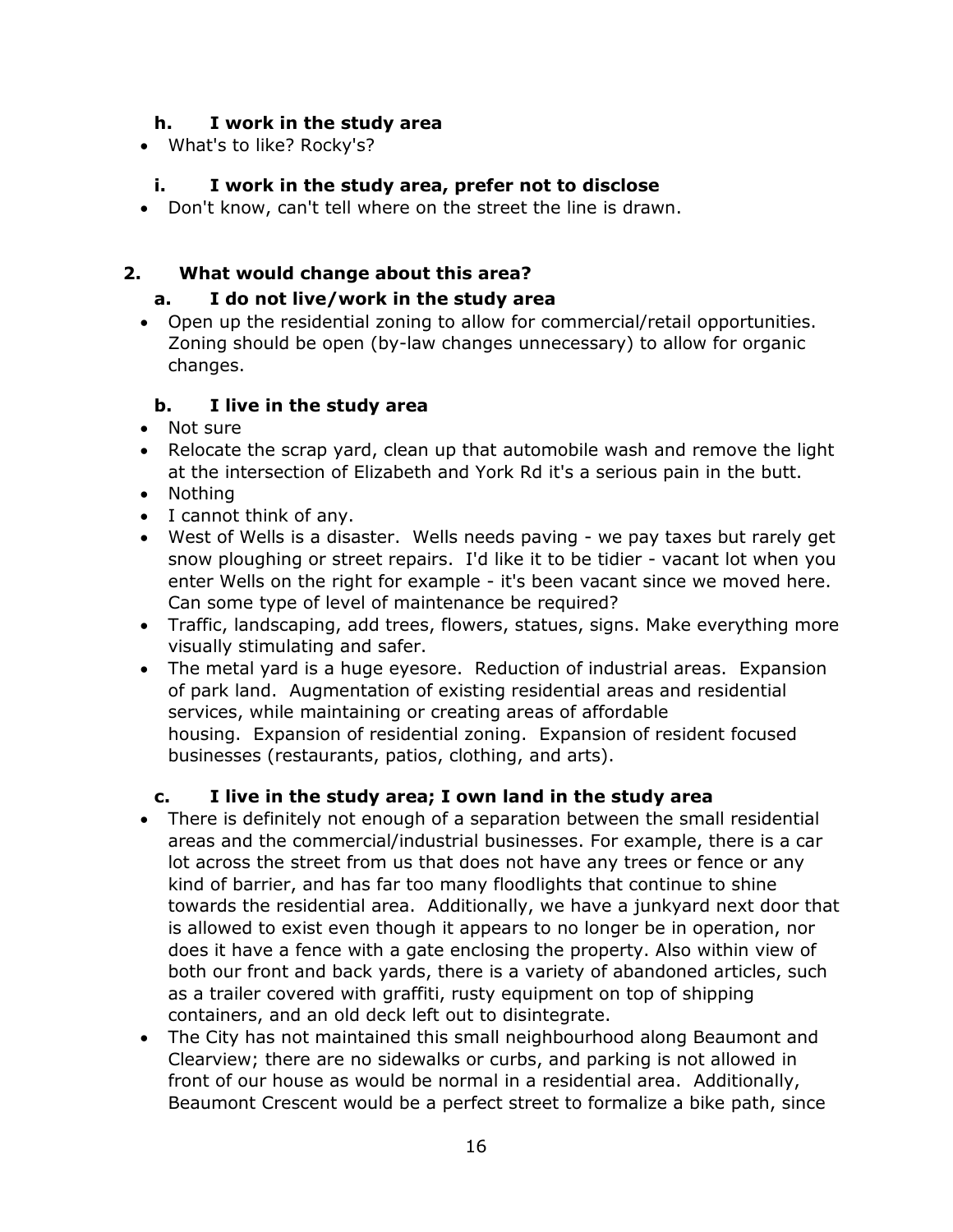### h. I work in the study area

- What's to like? Rocky's?

### i. I work in the study area, prefer not to disclose

- Don't know, can't tell where on the street the line is drawn.

## 2. What would change about this area?

### a. I do not live/work in the study area

- Open up the residential zoning to allow for commercial/retail opportunities. Zoning should be open (by-law changes unnecessary) to allow for organic changes.

### b. I live in the study area

- Not sure
- Relocate the scrap yard, clean up that automobile wash and remove the light at the intersection of Elizabeth and York Rd it's a serious pain in the butt.
- Nothing
- I cannot think of any.
- West of Wells is a disaster. Wells needs paving - we pay taxes but rarely get snow ploughing or street repairs. I'd like it to be tidier - vacant lot when you enter Wells on the right for example - it's been vacant since we moved here. Can some type of level of maintenance be required?
- Traffic, landscaping, add trees, flowers, statues, signs. Make everything more visually stimulating and safer.
- The metal yard is a huge eyesore. Reduction of industrial areas. Expansion of park land. Augmentation of existing residential areas and residential services, while maintaining or creating areas of affordable housing. Expansion of residential zoning. Expansion of resident focused businesses (restaurants, patios, clothing, and arts).

### c. I live in the study area; I own land in the study area

- There is definitely not enough of a separation between the small residential areas and the commercial/industrial businesses. For example, there is a car lot across the street from us that does not have any trees or fence or any kind of barrier, and has far too many floodlights that continue to shine towards the residential area. Additionally, we have a junkyard next door that is allowed to exist even though it appears to no longer be in operation, nor does it have a fence with a gate enclosing the property. Also within view of both our front and back yards, there is a variety of abandoned articles, such as a trailer covered with graffiti, rusty equipment on top of shipping containers, and an old deck left out to disintegrate.
- The City has not maintained this small neighbourhood along Beaumont and Clearview; there are no sidewalks or curbs, and parking is not allowed in front of our house as would be normal in a residential area. Additionally, Beaumont Crescent would be a perfect street to formalize a bike path, since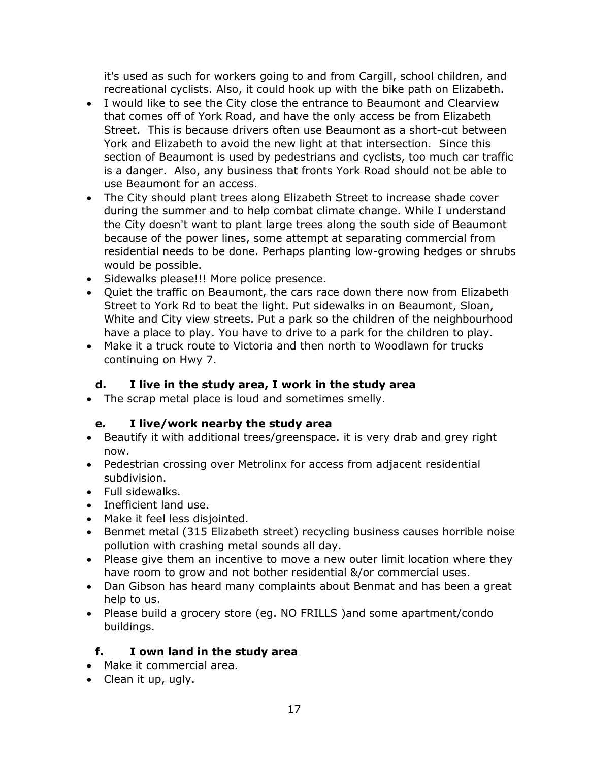it's used as such for workers going to and from Cargill, school children, and recreational cyclists. Also, it could hook up with the bike path on Elizabeth.

- I would like to see the City close the entrance to Beaumont and Clearview that comes off of York Road, and have the only access be from Elizabeth Street. This is because drivers often use Beaumont as a short-cut between York and Elizabeth to avoid the new light at that intersection. Since this section of Beaumont is used by pedestrians and cyclists, too much car traffic is a danger. Also, any business that fronts York Road should not be able to use Beaumont for an access.
- The City should plant trees along Elizabeth Street to increase shade cover during the summer and to help combat climate change. While I understand the City doesn't want to plant large trees along the south side of Beaumont because of the power lines, some attempt at separating commercial from residential needs to be done. Perhaps planting low-growing hedges or shrubs would be possible.
- Sidewalks please!!! More police presence.
- Quiet the traffic on Beaumont, the cars race down there now from Elizabeth Street to York Rd to beat the light. Put sidewalks in on Beaumont, Sloan, White and City view streets. Put a park so the children of the neighbourhood have a place to play. You have to drive to a park for the children to play.
- Make it a truck route to Victoria and then north to Woodlawn for trucks continuing on Hwy 7.

### d. I live in the study area, I work in the study area

- The scrap metal place is loud and sometimes smelly.

### e. I live/work nearby the study area

- Beautify it with additional trees/greenspace. it is very drab and grey right now.
- Pedestrian crossing over Metrolinx for access from adjacent residential subdivision.
- Full sidewalks.
- Inefficient land use.
- Make it feel less disjointed.
- Benmet metal (315 Elizabeth street) recycling business causes horrible noise pollution with crashing metal sounds all day.
- Please give them an incentive to move a new outer limit location where they have room to grow and not bother residential &/or commercial uses.
- Dan Gibson has heard many complaints about Benmat and has been a great help to us.
- Please build a grocery store (eg. NO FRILLS )and some apartment/condo buildings.

### f. I own land in the study area

- Make it commercial area.
- Clean it up, ugly.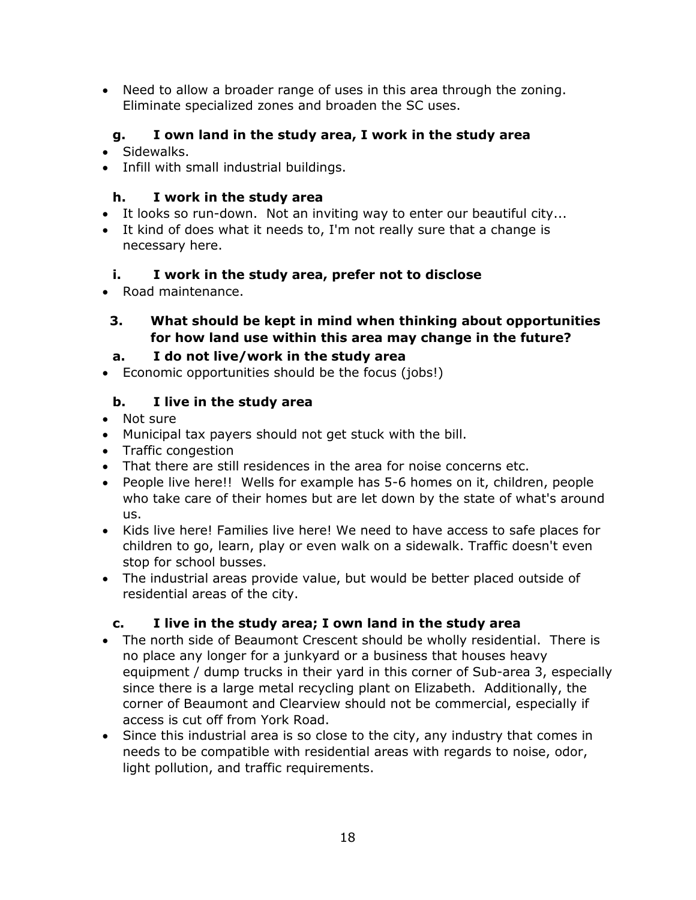- Need to allow a broader range of uses in this area through the zoning. Eliminate specialized zones and broaden the SC uses.

**g. I own land in the study area, I work in the study area**

- Sidewalks.
- Infill with small industrial buildings.

**h. I work in the study area**

- It looks so run-down. Not an inviting way to enter our beautiful city...
- It kind of does what it needs to, I'm not really sure that a change is necessary here.

**i. I work in the study area, prefer not to disclose**

- Road maintenance.

### 3. What should be kept in mind when thinking about opportunities for how land use within this area may change in the future?

**a. I do not live/work in the study area**

- Economic opportunities should be the focus (jobs!)

**b. I live in the study area**

- Not sure
- Municipal tax payers should not get stuck with the bill.
- Traffic congestion
- That there are still residences in the area for noise concerns etc.
- People live here!! Wells for example has 5-6 homes on it, children, people who take care of their homes but are let down by the state of what's around us.
- Kids live here! Families live here! We need to have access to safe places for children to go, learn, play or even walk on a sidewalk. Traffic doesn't even stop for school busses.
- The industrial areas provide value, but would be better placed outside of residential areas of the city.

**c. I live in the study area; I own land in the study area**

- The north side of Beaumont Crescent should be wholly residential. There is no place any longer for a junkyard or a business that houses heavy equipment / dump trucks in their yard in this corner of Sub-area 3, especially since there is a large metal recycling plant on Elizabeth. Additionally, the corner of Beaumont and Clearview should not be commercial, especially if access is cut off from York Road.
- Since this industrial area is so close to the city, any industry that comes in needs to be compatible with residential areas with regards to noise, odor, light pollution, and traffic requirements.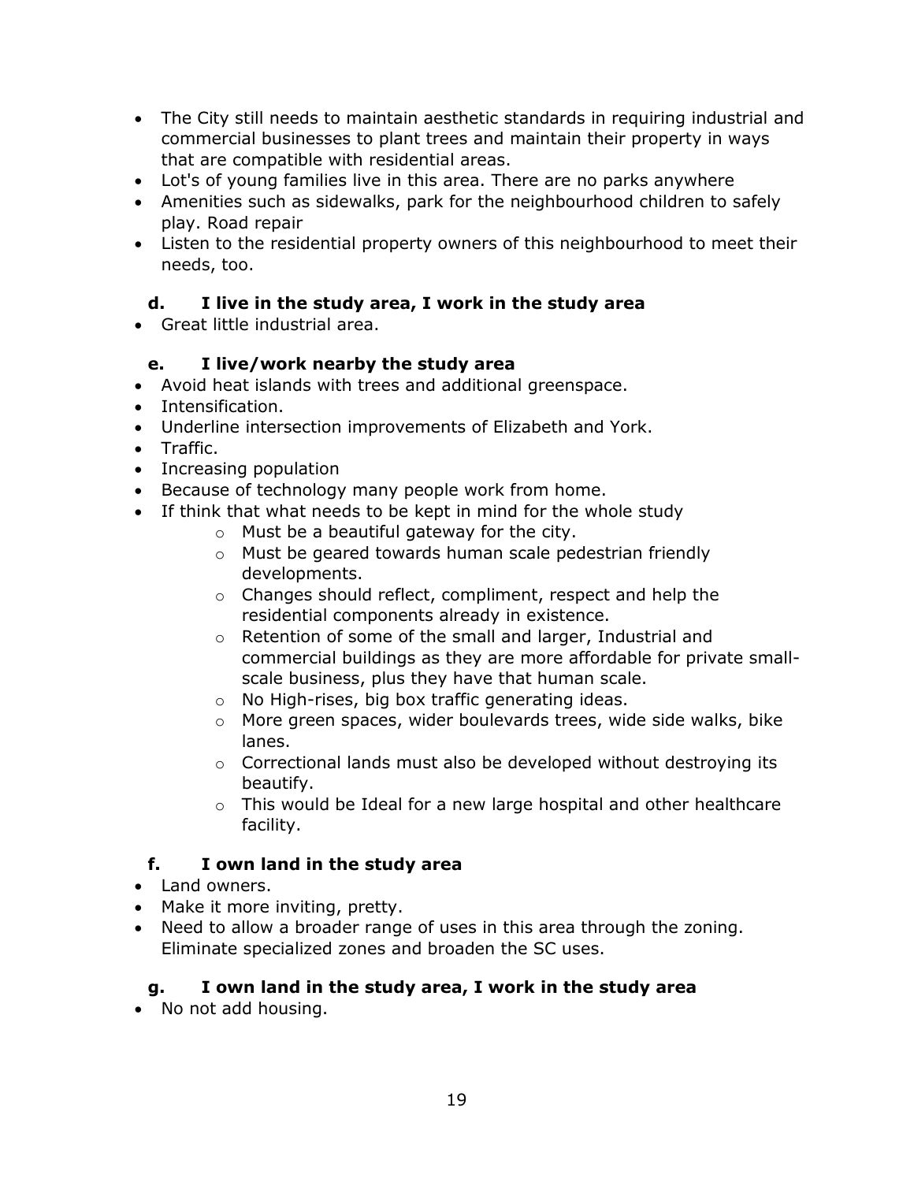- The City still needs to maintain aesthetic standards in requiring industrial and commercial businesses to plant trees and maintain their property in ways that are compatible with residential areas.
- Lot's of young families live in this area. There are no parks anywhere
- Amenities such as sidewalks, park for the neighbourhood children to safely play. Road repair
- Listen to the residential property owners of this neighbourhood to meet their needs, too.

### d. I live in the study area, I work in the study area

- Great little industrial area.

### e. I live/work nearby the study area

- Avoid heat islands with trees and additional greenspace.
- Intensification.
- Underline intersection improvements of Elizabeth and York.
- Traffic.
- Increasing population
- Because of technology many people work from home.
- If think that what needs to be kept in mind for the whole study
  - Must be a beautiful gateway for the city.
  - Must be geared towards human scale pedestrian friendly developments.
  - Changes should reflect, compliment, respect and help the residential components already in existence.
  - Retention of some of the small and larger, Industrial and commercial buildings as they are more affordable for private small-scale business, plus they have that human scale.
  - No High-rises, big box traffic generating ideas.
  - More green spaces, wider boulevards trees, wide side walks, bike lanes.
  - Correctional lands must also be developed without destroying its beautify.
  - This would be Ideal for a new large hospital and other healthcare facility.

### f. I own land in the study area

- Land owners.
- Make it more inviting, pretty.
- Need to allow a broader range of uses in this area through the zoning. Eliminate specialized zones and broaden the SC uses.

### g. I own land in the study area, I work in the study area

- No not add housing.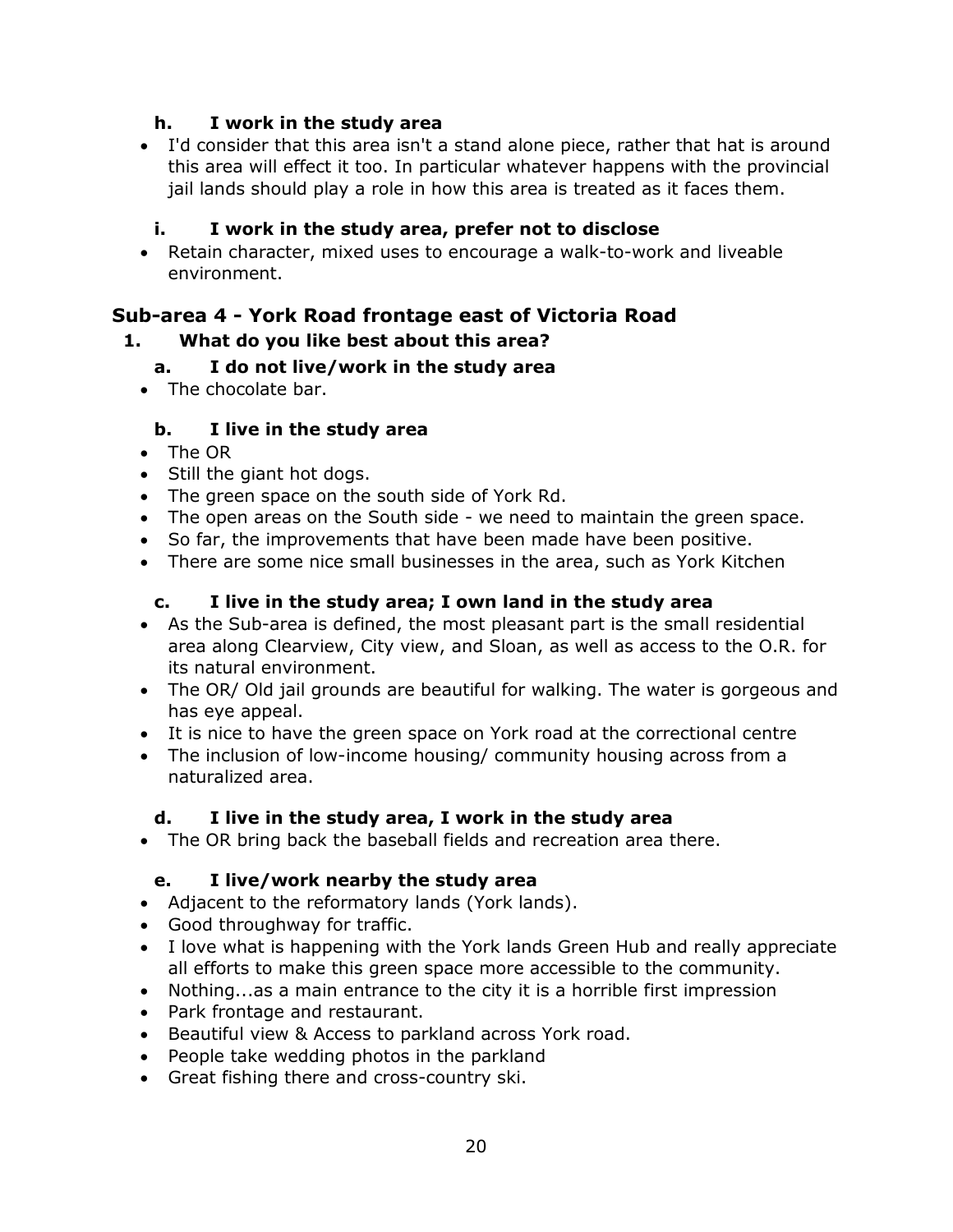### h. I work in the study area

- I'd consider that this area isn't a stand alone piece, rather that hat is around this area will effect it too. In particular whatever happens with the provincial jail lands should play a role in how this area is treated as it faces them.

### i. I work in the study area, prefer not to disclose

- Retain character, mixed uses to encourage a walk-to-work and liveable environment.

## Sub-area 4 - York Road frontage east of Victoria Road

### 1. What do you like best about this area?

### a. I do not live/work in the study area

- The chocolate bar.

### b. I live in the study area

- The OR
- Still the giant hot dogs.
- The green space on the south side of York Rd.
- The open areas on the South side - we need to maintain the green space.
- So far, the improvements that have been made have been positive.
- There are some nice small businesses in the area, such as York Kitchen

### c. I live in the study area; I own land in the study area

- As the Sub-area is defined, the most pleasant part is the small residential area along Clearview, City view, and Sloan, as well as access to the O.R. for its natural environment.
- The OR/ Old jail grounds are beautiful for walking. The water is gorgeous and has eye appeal.
- It is nice to have the green space on York road at the correctional centre
- The inclusion of low-income housing/ community housing across from a naturalized area.

### d. I live in the study area, I work in the study area

- The OR bring back the baseball fields and recreation area there.

### e. I live/work nearby the study area

- Adjacent to the reformatory lands (York lands).
- Good throughway for traffic.
- I love what is happening with the York lands Green Hub and really appreciate all efforts to make this green space more accessible to the community.
- Nothing...as a main entrance to the city it is a horrible first impression
- Park frontage and restaurant.
- Beautiful view & Access to parkland across York road.
- People take wedding photos in the parkland
- Great fishing there and cross-country ski.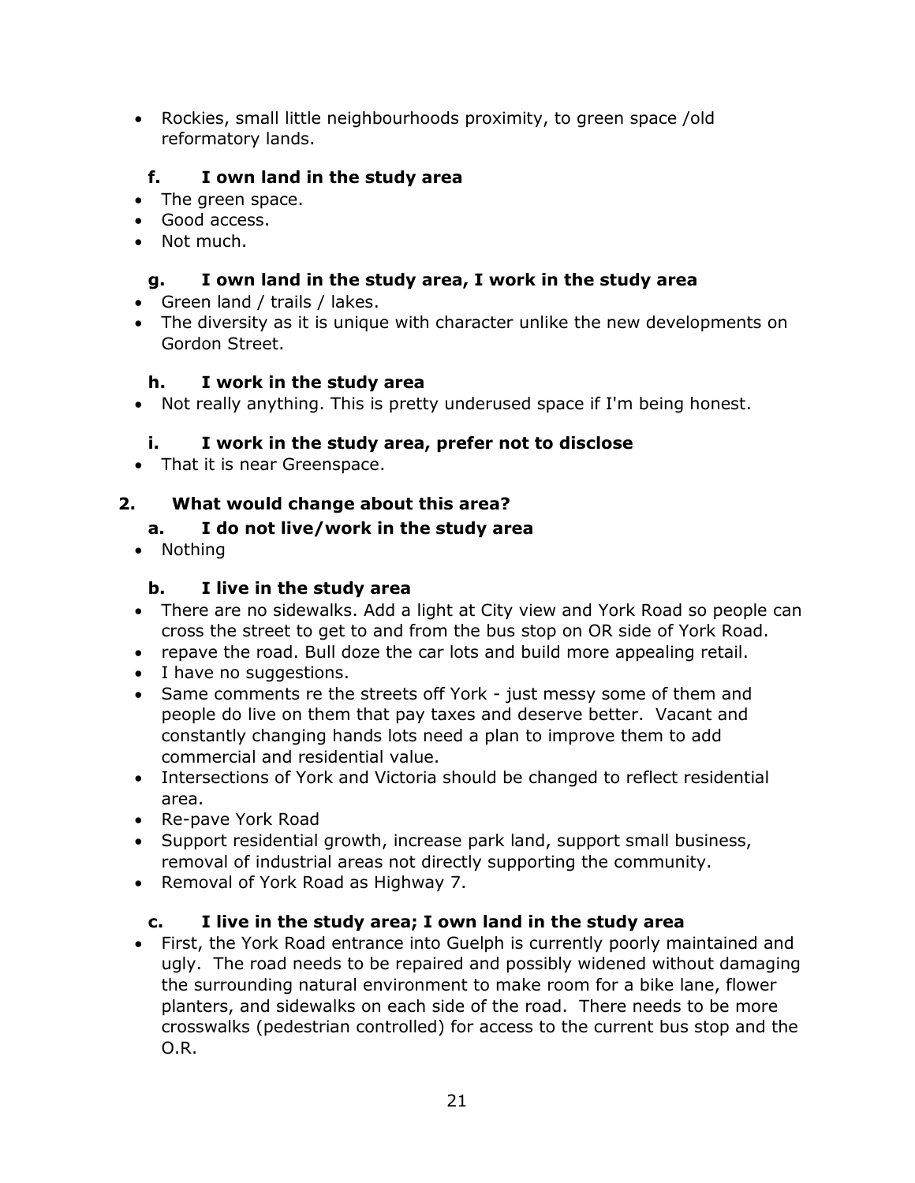- Rockies, small little neighbourhoods proximity, to green space /old reformatory lands.

### f. I own land in the study area

- The green space.
- Good access.
- Not much.

### g. I own land in the study area, I work in the study area

- Green land / trails / lakes.
- The diversity as it is unique with character unlike the new developments on Gordon Street.

### h. I work in the study area

- Not really anything. This is pretty underused space if I'm being honest.

### i. I work in the study area, prefer not to disclose

- That it is near Greenspace.

## 2. What would change about this area?

### a. I do not live/work in the study area

- Nothing

### b. I live in the study area

- There are no sidewalks. Add a light at City view and York Road so people can cross the street to get to and from the bus stop on OR side of York Road.
- repave the road. Bull doze the car lots and build more appealing retail.
- I have no suggestions.
- Same comments re the streets off York - just messy some of them and people do live on them that pay taxes and deserve better. Vacant and constantly changing hands lots need a plan to improve them to add commercial and residential value.
- Intersections of York and Victoria should be changed to reflect residential area.
- Re-pave York Road
- Support residential growth, increase park land, support small business, removal of industrial areas not directly supporting the community.
- Removal of York Road as Highway 7.

### c. I live in the study area; I own land in the study area

- First, the York Road entrance into Guelph is currently poorly maintained and ugly. The road needs to be repaired and possibly widened without damaging the surrounding natural environment to make room for a bike lane, flower planters, and sidewalks on each side of the road. There needs to be more crosswalks (pedestrian controlled) for access to the current bus stop and the O.R.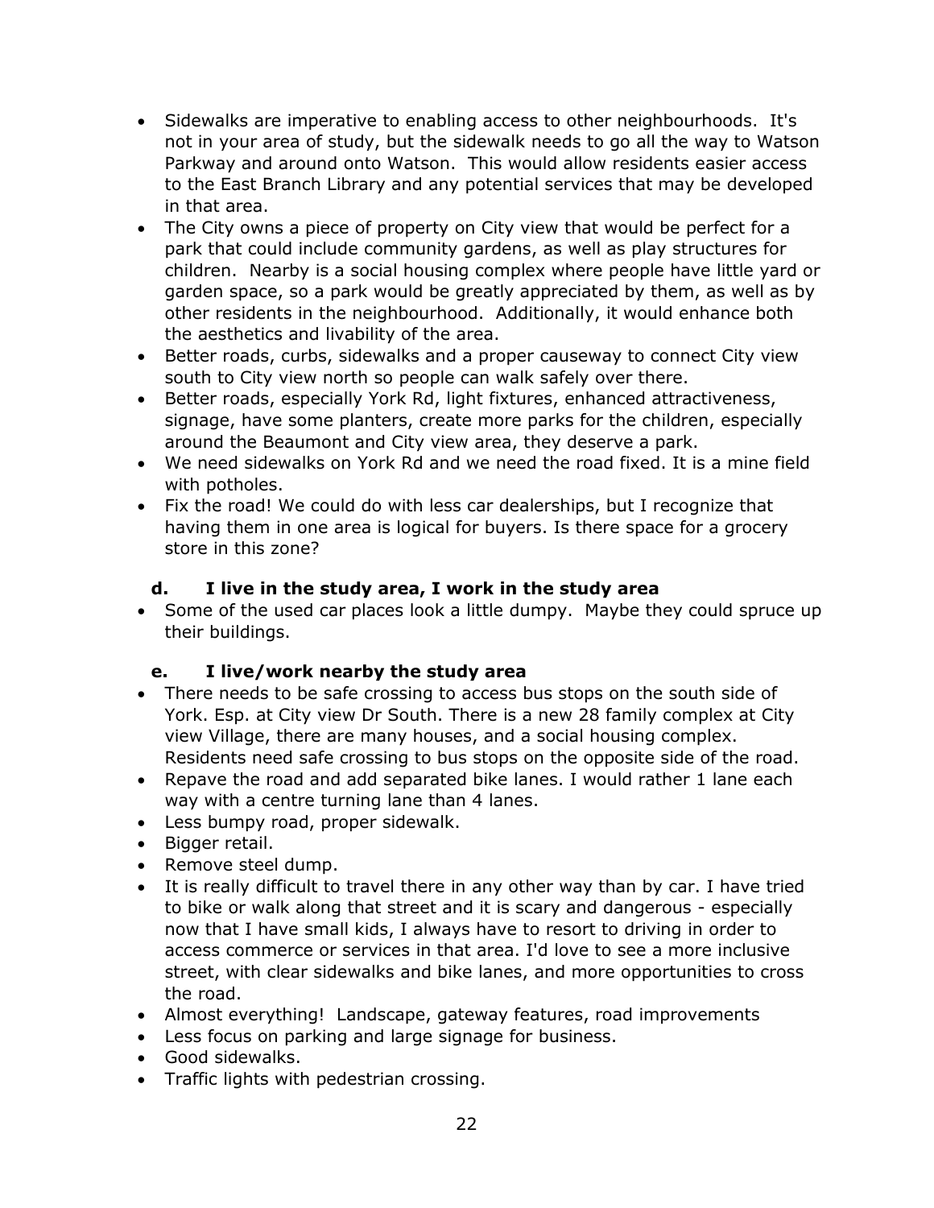- Sidewalks are imperative to enabling access to other neighbourhoods. It's not in your area of study, but the sidewalk needs to go all the way to Watson Parkway and around onto Watson. This would allow residents easier access to the East Branch Library and any potential services that may be developed in that area.
- The City owns a piece of property on City view that would be perfect for a park that could include community gardens, as well as play structures for children. Nearby is a social housing complex where people have little yard or garden space, so a park would be greatly appreciated by them, as well as by other residents in the neighbourhood. Additionally, it would enhance both the aesthetics and livability of the area.
- Better roads, curbs, sidewalks and a proper causeway to connect City view south to City view north so people can walk safely over there.
- Better roads, especially York Rd, light fixtures, enhanced attractiveness, signage, have some planters, create more parks for the children, especially around the Beaumont and City view area, they deserve a park.
- We need sidewalks on York Rd and we need the road fixed. It is a mine field with potholes.
- Fix the road! We could do with less car dealerships, but I recognize that having them in one area is logical for buyers. Is there space for a grocery store in this zone?

### d. I live in the study area, I work in the study area

- Some of the used car places look a little dumpy. Maybe they could spruce up their buildings.

### e. I live/work nearby the study area

- There needs to be safe crossing to access bus stops on the south side of York. Esp. at City view Dr South. There is a new 28 family complex at City view Village, there are many houses, and a social housing complex. Residents need safe crossing to bus stops on the opposite side of the road.
- Repave the road and add separated bike lanes. I would rather 1 lane each way with a centre turning lane than 4 lanes.
- Less bumpy road, proper sidewalk.
- Bigger retail.
- Remove steel dump.
- It is really difficult to travel there in any other way than by car. I have tried to bike or walk along that street and it is scary and dangerous - especially now that I have small kids, I always have to resort to driving in order to access commerce or services in that area. I'd love to see a more inclusive street, with clear sidewalks and bike lanes, and more opportunities to cross the road.
- Almost everything! Landscape, gateway features, road improvements
- Less focus on parking and large signage for business.
- Good sidewalks.
- Traffic lights with pedestrian crossing.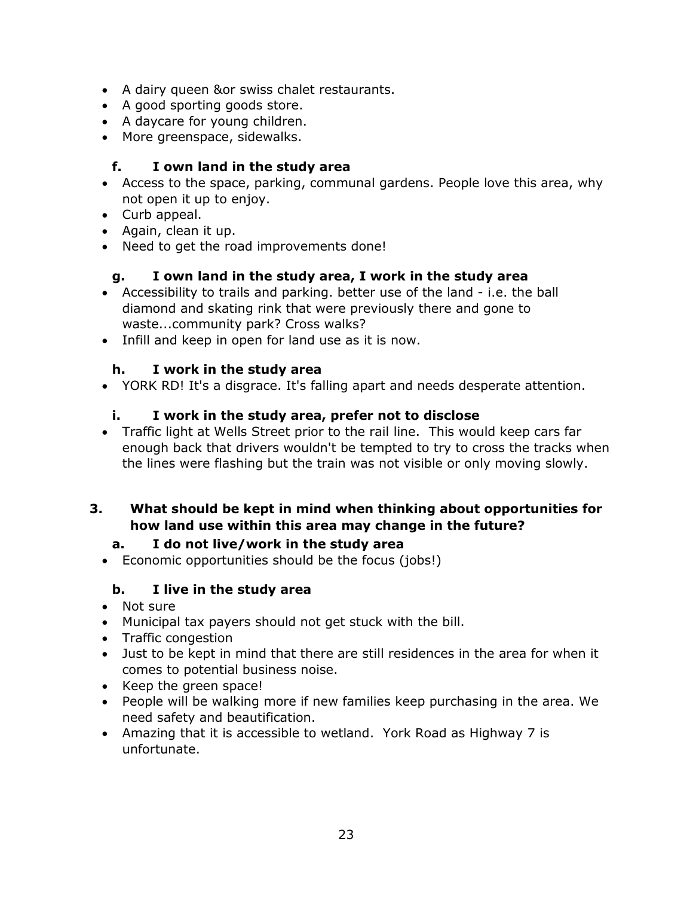- A dairy queen &or swiss chalet restaurants.
- A good sporting goods store.
- A daycare for young children.
- More greenspace, sidewalks.

### f. I own land in the study area

- Access to the space, parking, communal gardens. People love this area, why not open it up to enjoy.
- Curb appeal.
- Again, clean it up.
- Need to get the road improvements done!

### g. I own land in the study area, I work in the study area

- Accessibility to trails and parking. better use of the land - i.e. the ball diamond and skating rink that were previously there and gone to waste...community park? Cross walks?
- Infill and keep in open for land use as it is now.

### h. I work in the study area

- YORK RD! It's a disgrace. It's falling apart and needs desperate attention.

### i. I work in the study area, prefer not to disclose

- Traffic light at Wells Street prior to the rail line. This would keep cars far enough back that drivers wouldn't be tempted to try to cross the tracks when the lines were flashing but the train was not visible or only moving slowly.

## 3. What should be kept in mind when thinking about opportunities for how land use within this area may change in the future?

### a. I do not live/work in the study area

- Economic opportunities should be the focus (jobs!)

### b. I live in the study area

- Not sure
- Municipal tax payers should not get stuck with the bill.
- Traffic congestion
- Just to be kept in mind that there are still residences in the area for when it comes to potential business noise.
- Keep the green space!
- People will be walking more if new families keep purchasing in the area. We need safety and beautification.
- Amazing that it is accessible to wetland. York Road as Highway 7 is unfortunate.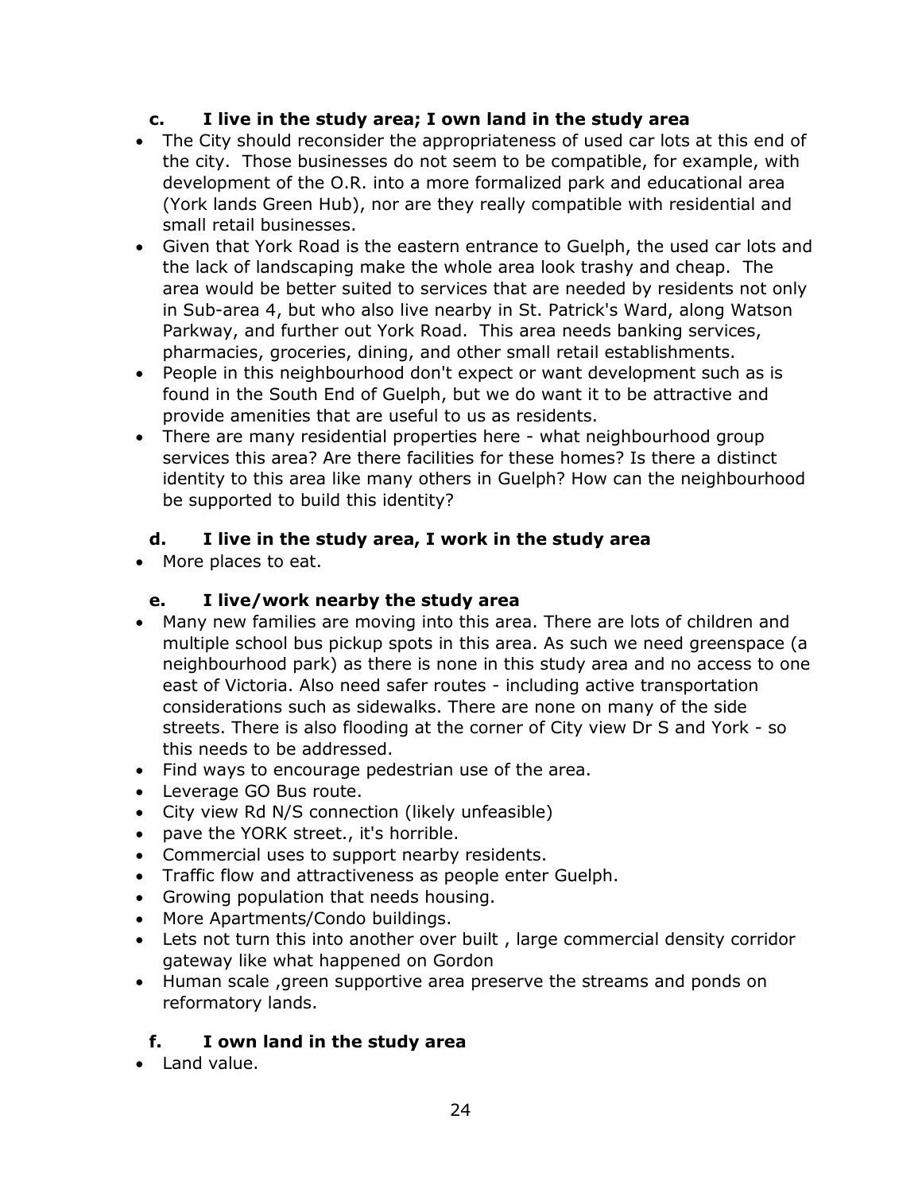### c. I live in the study area; I own land in the study area

- The City should reconsider the appropriateness of used car lots at this end of the city. Those businesses do not seem to be compatible, for example, with development of the O.R. into a more formalized park and educational area (York lands Green Hub), nor are they really compatible with residential and small retail businesses.
- Given that York Road is the eastern entrance to Guelph, the used car lots and the lack of landscaping make the whole area look trashy and cheap. The area would be better suited to services that are needed by residents not only in Sub-area 4, but who also live nearby in St. Patrick's Ward, along Watson Parkway, and further out York Road. This area needs banking services, pharmacies, groceries, dining, and other small retail establishments.
- People in this neighbourhood don't expect or want development such as is found in the South End of Guelph, but we do want it to be attractive and provide amenities that are useful to us as residents.
- There are many residential properties here - what neighbourhood group services this area? Are there facilities for these homes? Is there a distinct identity to this area like many others in Guelph? How can the neighbourhood be supported to build this identity?

### d. I live in the study area, I work in the study area

- More places to eat.

### e. I live/work nearby the study area

- Many new families are moving into this area. There are lots of children and multiple school bus pickup spots in this area. As such we need greenspace (a neighbourhood park) as there is none in this study area and no access to one east of Victoria. Also need safer routes - including active transportation considerations such as sidewalks. There are none on many of the side streets. There is also flooding at the corner of City view Dr S and York - so this needs to be addressed.
- Find ways to encourage pedestrian use of the area.
- Leverage GO Bus route.
- City view Rd N/S connection (likely unfeasible)
- pave the YORK street., it's horrible.
- Commercial uses to support nearby residents.
- Traffic flow and attractiveness as people enter Guelph.
- Growing population that needs housing.
- More Apartments/Condo buildings.
- Lets not turn this into another over built , large commercial density corridor gateway like what happened on Gordon
- Human scale ,green supportive area preserve the streams and ponds on reformatory lands.

### f. I own land in the study area

- Land value.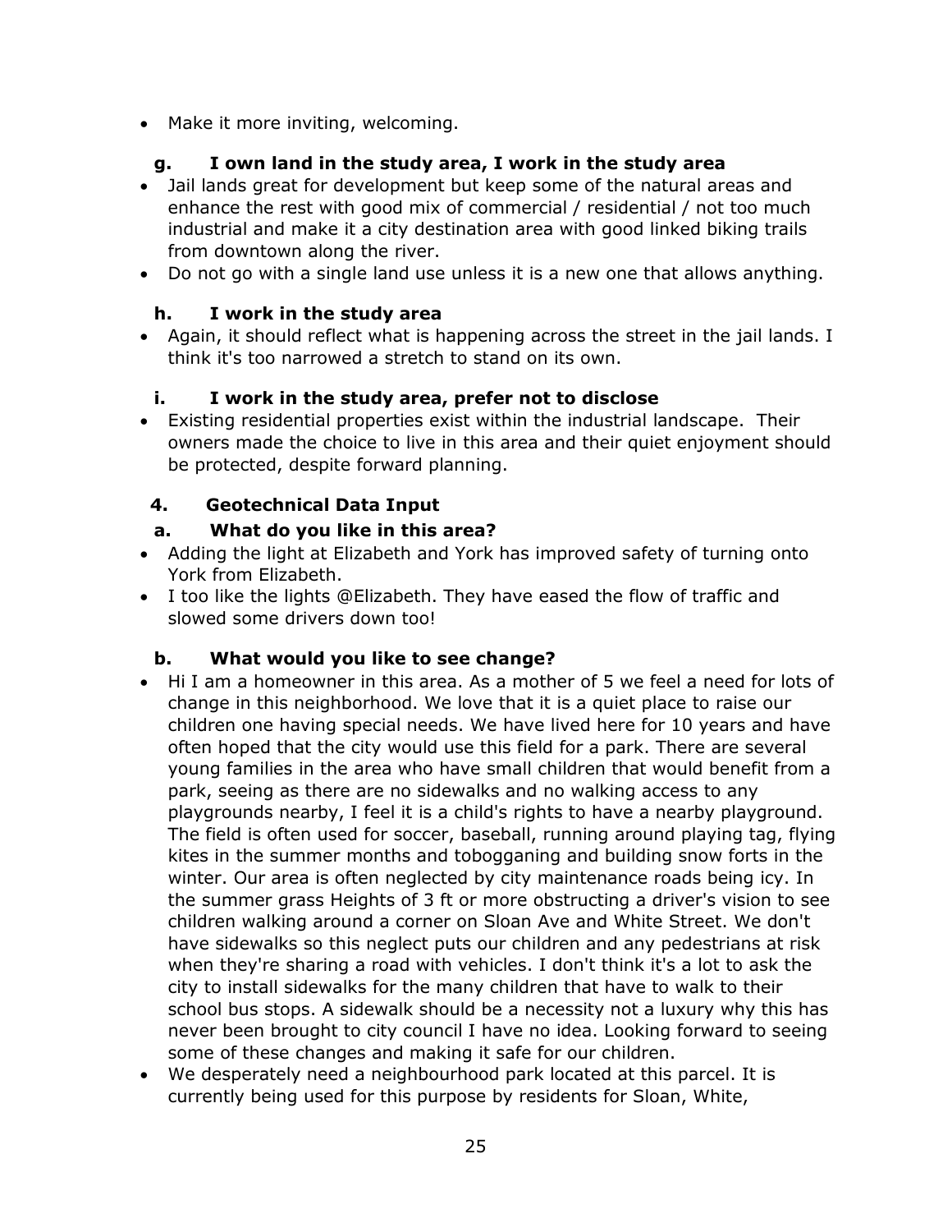- Make it more inviting, welcoming.

### g. I own land in the study area, I work in the study area

- Jail lands great for development but keep some of the natural areas and enhance the rest with good mix of commercial / residential / not too much industrial and make it a city destination area with good linked biking trails from downtown along the river.
- Do not go with a single land use unless it is a new one that allows anything.

### h. I work in the study area

- Again, it should reflect what is happening across the street in the jail lands. I think it's too narrowed a stretch to stand on its own.

### i. I work in the study area, prefer not to disclose

- Existing residential properties exist within the industrial landscape. Their owners made the choice to live in this area and their quiet enjoyment should be protected, despite forward planning.

## 4. Geotechnical Data Input

### a. What do you like in this area?

- Adding the light at Elizabeth and York has improved safety of turning onto York from Elizabeth.
- I too like the lights @Elizabeth. They have eased the flow of traffic and slowed some drivers down too!

### b. What would you like to see change?

- Hi I am a homeowner in this area. As a mother of 5 we feel a need for lots of change in this neighborhood. We love that it is a quiet place to raise our children one having special needs. We have lived here for 10 years and have often hoped that the city would use this field for a park. There are several young families in the area who have small children that would benefit from a park, seeing as there are no sidewalks and no walking access to any playgrounds nearby, I feel it is a child's rights to have a nearby playground. The field is often used for soccer, baseball, running around playing tag, flying kites in the summer months and tobogganing and building snow forts in the winter. Our area is often neglected by city maintenance roads being icy. In the summer grass Heights of 3 ft or more obstructing a driver's vision to see children walking around a corner on Sloan Ave and White Street. We don't have sidewalks so this neglect puts our children and any pedestrians at risk when they're sharing a road with vehicles. I don't think it's a lot to ask the city to install sidewalks for the many children that have to walk to their school bus stops. A sidewalk should be a necessity not a luxury why this has never been brought to city council I have no idea. Looking forward to seeing some of these changes and making it safe for our children.
- We desperately need a neighbourhood park located at this parcel. It is currently being used for this purpose by residents for Sloan, White,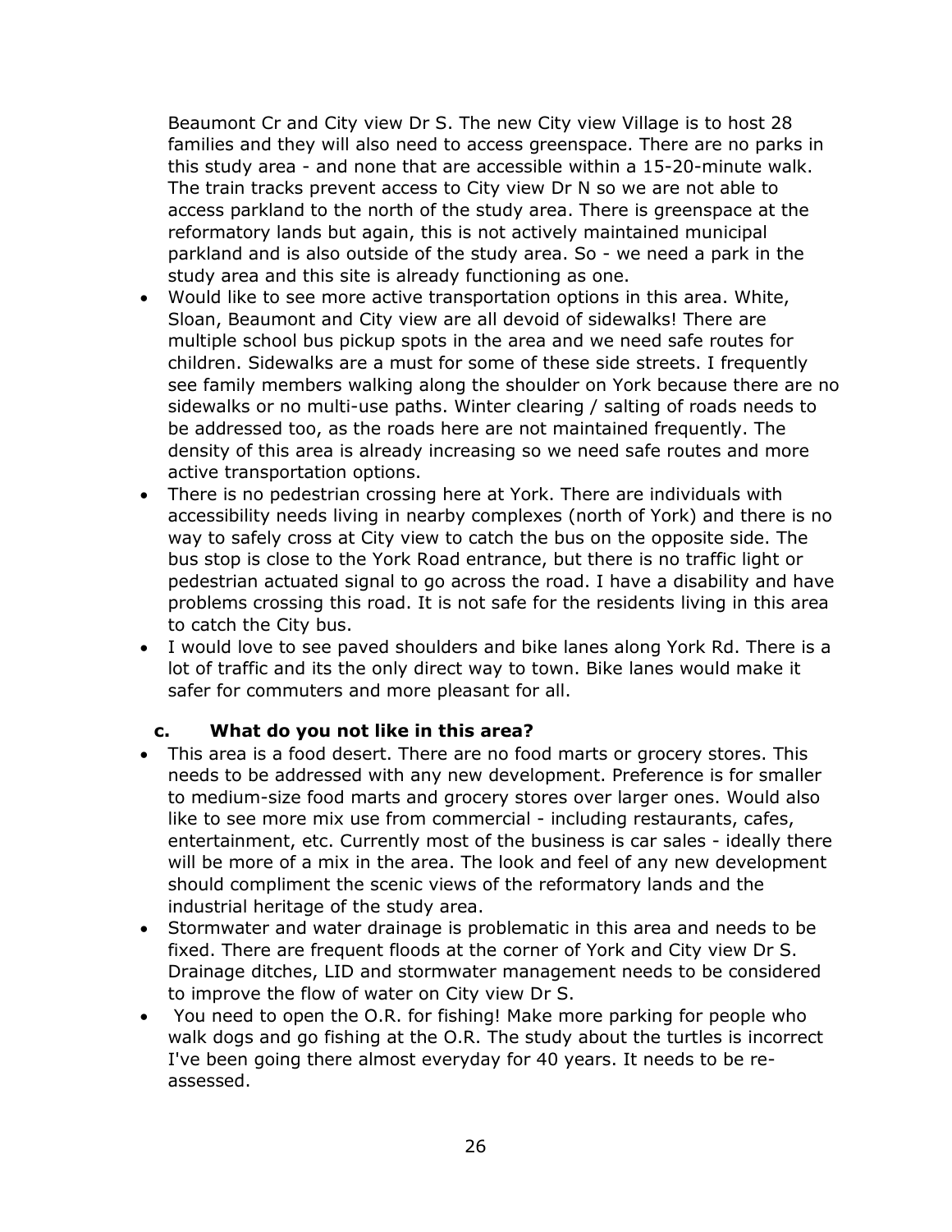Beaumont Cr and City view Dr S. The new City view Village is to host 28 families and they will also need to access greenspace. There are no parks in this study area - and none that are accessible within a 15-20-minute walk. The train tracks prevent access to City view Dr N so we are not able to access parkland to the north of the study area. There is greenspace at the reformatory lands but again, this is not actively maintained municipal parkland and is also outside of the study area. So - we need a park in the study area and this site is already functioning as one.

- Would like to see more active transportation options in this area. White, Sloan, Beaumont and City view are all devoid of sidewalks! There are multiple school bus pickup spots in the area and we need safe routes for children. Sidewalks are a must for some of these side streets. I frequently see family members walking along the shoulder on York because there are no sidewalks or no multi-use paths. Winter clearing / salting of roads needs to be addressed too, as the roads here are not maintained frequently. The density of this area is already increasing so we need safe routes and more active transportation options.
- There is no pedestrian crossing here at York. There are individuals with accessibility needs living in nearby complexes (north of York) and there is no way to safely cross at City view to catch the bus on the opposite side. The bus stop is close to the York Road entrance, but there is no traffic light or pedestrian actuated signal to go across the road. I have a disability and have problems crossing this road. It is not safe for the residents living in this area to catch the City bus.
- I would love to see paved shoulders and bike lanes along York Rd. There is a lot of traffic and its the only direct way to town. Bike lanes would make it safer for commuters and more pleasant for all.

**c. What do you not like in this area?**

- This area is a food desert. There are no food marts or grocery stores. This needs to be addressed with any new development. Preference is for smaller to medium-size food marts and grocery stores over larger ones. Would also like to see more mix use from commercial - including restaurants, cafes, entertainment, etc. Currently most of the business is car sales - ideally there will be more of a mix in the area. The look and feel of any new development should compliment the scenic views of the reformatory lands and the industrial heritage of the study area.
- Stormwater and water drainage is problematic in this area and needs to be fixed. There are frequent floods at the corner of York and City view Dr S. Drainage ditches, LID and stormwater management needs to be considered to improve the flow of water on City view Dr S.
- You need to open the O.R. for fishing! Make more parking for people who walk dogs and go fishing at the O.R. The study about the turtles is incorrect I've been going there almost everyday for 40 years. It needs to be re-assessed.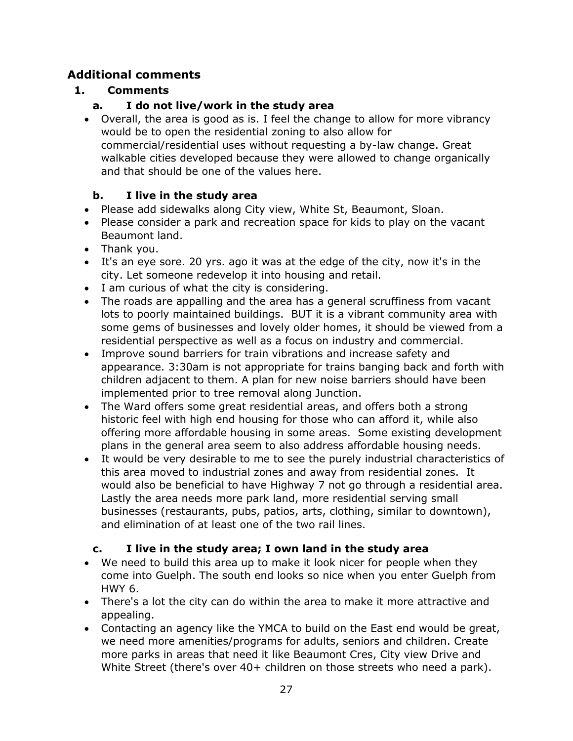## Additional comments

### 1. Comments

#### a. I do not live/work in the study area

- Overall, the area is good as is. I feel the change to allow for more vibrancy would be to open the residential zoning to also allow for commercial/residential uses without requesting a by-law change. Great walkable cities developed because they were allowed to change organically and that should be one of the values here.

#### b. I live in the study area

- Please add sidewalks along City view, White St, Beaumont, Sloan.
- Please consider a park and recreation space for kids to play on the vacant Beaumont land.
- Thank you.
- It's an eye sore. 20 yrs. ago it was at the edge of the city, now it's in the city. Let someone redevelop it into housing and retail.
- I am curious of what the city is considering.
- The roads are appalling and the area has a general scruffiness from vacant lots to poorly maintained buildings. BUT it is a vibrant community area with some gems of businesses and lovely older homes, it should be viewed from a residential perspective as well as a focus on industry and commercial.
- Improve sound barriers for train vibrations and increase safety and appearance. 3:30am is not appropriate for trains banging back and forth with children adjacent to them. A plan for new noise barriers should have been implemented prior to tree removal along Junction.
- The Ward offers some great residential areas, and offers both a strong historic feel with high end housing for those who can afford it, while also offering more affordable housing in some areas. Some existing development plans in the general area seem to also address affordable housing needs.
- It would be very desirable to me to see the purely industrial characteristics of this area moved to industrial zones and away from residential zones. It would also be beneficial to have Highway 7 not go through a residential area. Lastly the area needs more park land, more residential serving small businesses (restaurants, pubs, patios, arts, clothing, similar to downtown), and elimination of at least one of the two rail lines.

#### c. I live in the study area; I own land in the study area

- We need to build this area up to make it look nicer for people when they come into Guelph. The south end looks so nice when you enter Guelph from HWY 6.
- There's a lot the city can do within the area to make it more attractive and appealing.
- Contacting an agency like the YMCA to build on the East end would be great, we need more amenities/programs for adults, seniors and children. Create more parks in areas that need it like Beaumont Cres, City view Drive and White Street (there's over 40+ children on those streets who need a park).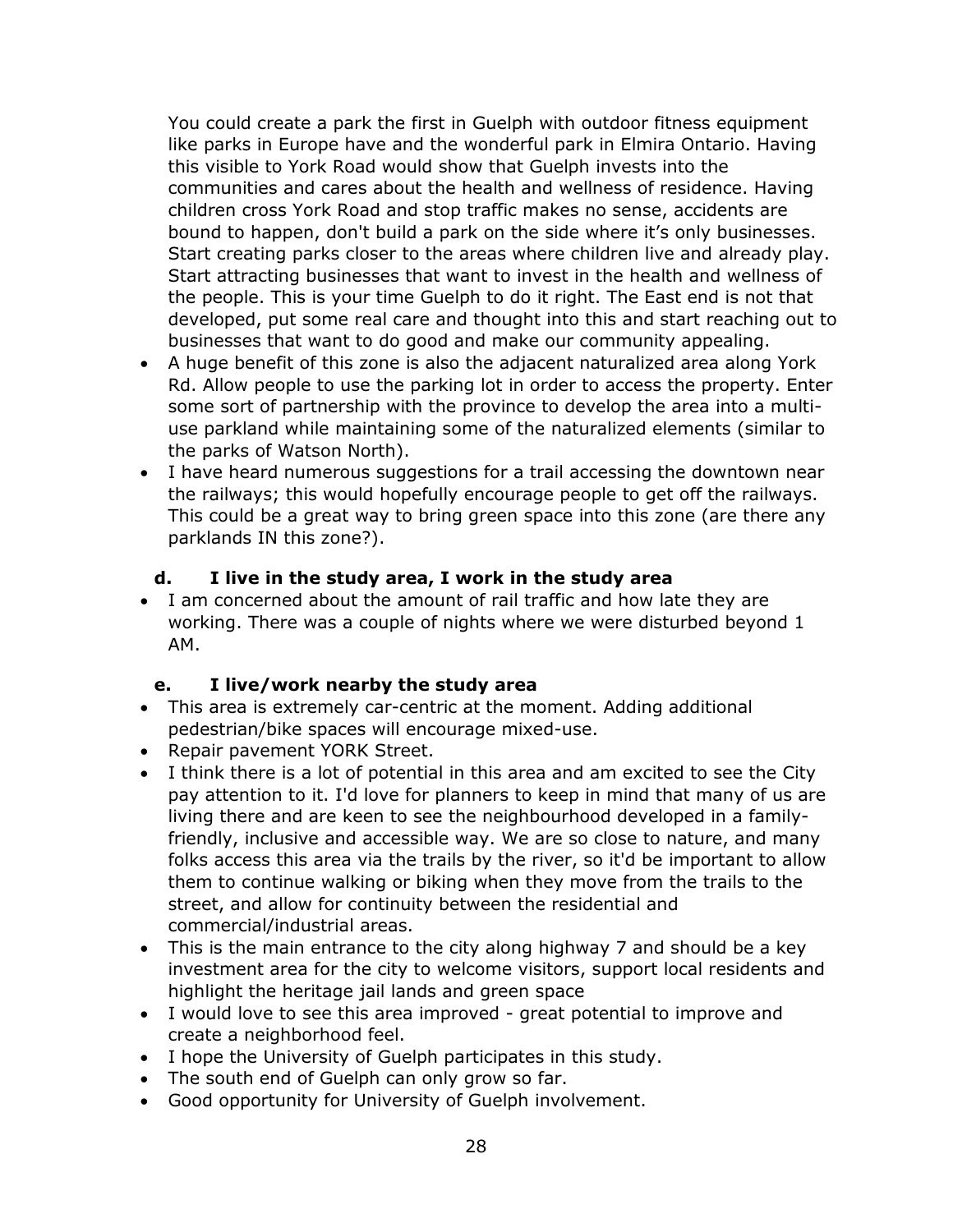You could create a park the first in Guelph with outdoor fitness equipment like parks in Europe have and the wonderful park in Elmira Ontario. Having this visible to York Road would show that Guelph invests into the communities and cares about the health and wellness of residence. Having children cross York Road and stop traffic makes no sense, accidents are bound to happen, don't build a park on the side where it's only businesses. Start creating parks closer to the areas where children live and already play. Start attracting businesses that want to invest in the health and wellness of the people. This is your time Guelph to do it right. The East end is not that developed, put some real care and thought into this and start reaching out to businesses that want to do good and make our community appealing.

- A huge benefit of this zone is also the adjacent naturalized area along York Rd. Allow people to use the parking lot in order to access the property. Enter some sort of partnership with the province to develop the area into a multi-use parkland while maintaining some of the naturalized elements (similar to the parks of Watson North).
- I have heard numerous suggestions for a trail accessing the downtown near the railways; this would hopefully encourage people to get off the railways. This could be a great way to bring green space into this zone (are there any parklands IN this zone?).

### d. I live in the study area, I work in the study area

- I am concerned about the amount of rail traffic and how late they are working. There was a couple of nights where we were disturbed beyond 1 AM.

### e. I live/work nearby the study area

- This area is extremely car-centric at the moment. Adding additional pedestrian/bike spaces will encourage mixed-use.
- Repair pavement YORK Street.
- I think there is a lot of potential in this area and am excited to see the City pay attention to it. I'd love for planners to keep in mind that many of us are living there and are keen to see the neighbourhood developed in a family-friendly, inclusive and accessible way. We are so close to nature, and many folks access this area via the trails by the river, so it'd be important to allow them to continue walking or biking when they move from the trails to the street, and allow for continuity between the residential and commercial/industrial areas.
- This is the main entrance to the city along highway 7 and should be a key investment area for the city to welcome visitors, support local residents and highlight the heritage jail lands and green space
- I would love to see this area improved - great potential to improve and create a neighborhood feel.
- I hope the University of Guelph participates in this study.
- The south end of Guelph can only grow so far.
- Good opportunity for University of Guelph involvement.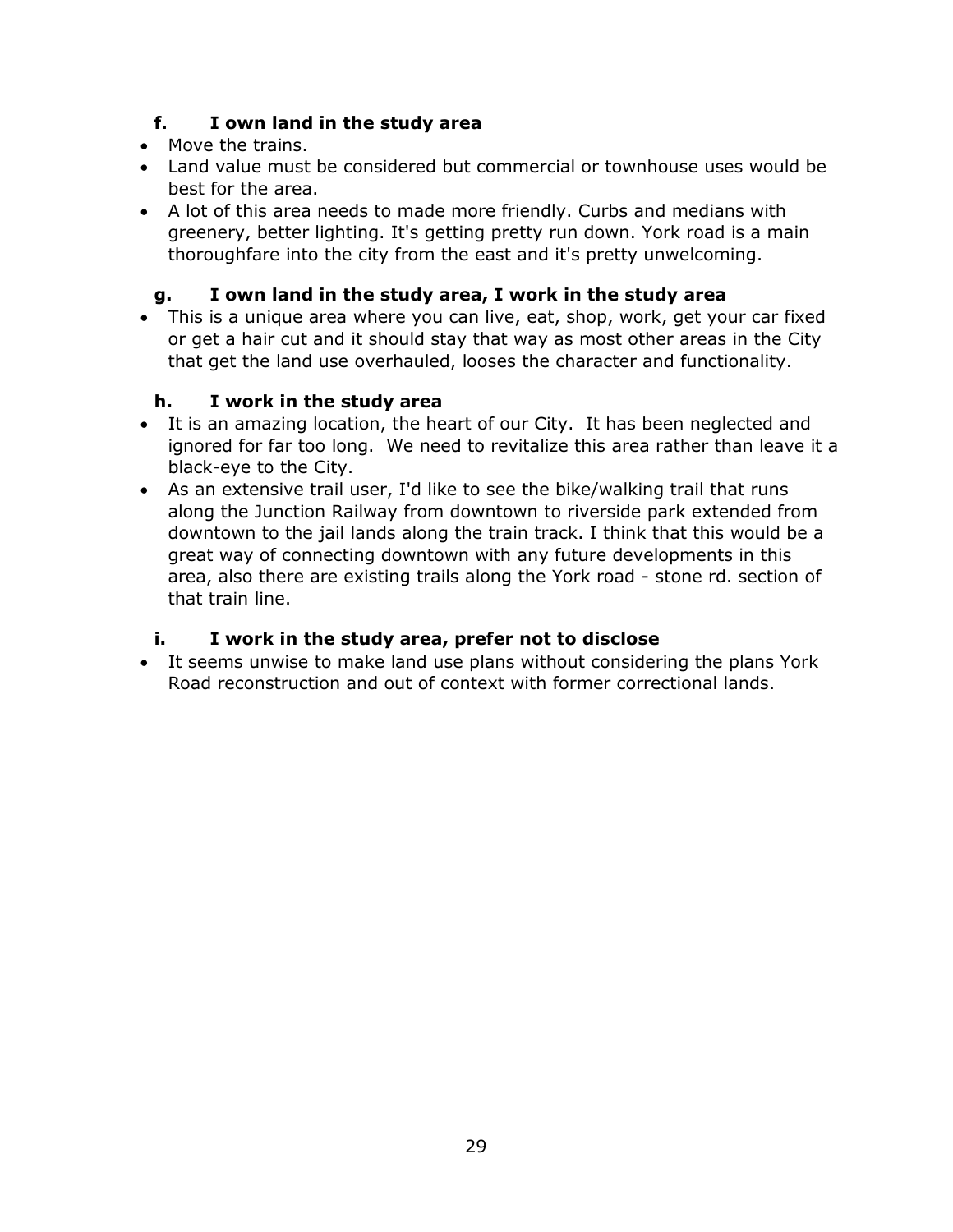### f. I own land in the study area

- Move the trains.
- Land value must be considered but commercial or townhouse uses would be best for the area.
- A lot of this area needs to made more friendly. Curbs and medians with greenery, better lighting. It's getting pretty run down. York road is a main thoroughfare into the city from the east and it's pretty unwelcoming.

### g. I own land in the study area, I work in the study area

- This is a unique area where you can live, eat, shop, work, get your car fixed or get a hair cut and it should stay that way as most other areas in the City that get the land use overhauled, looses the character and functionality.

### h. I work in the study area

- It is an amazing location, the heart of our City. It has been neglected and ignored for far too long. We need to revitalize this area rather than leave it a black-eye to the City.
- As an extensive trail user, I'd like to see the bike/walking trail that runs along the Junction Railway from downtown to riverside park extended from downtown to the jail lands along the train track. I think that this would be a great way of connecting downtown with any future developments in this area, also there are existing trails along the York road - stone rd. section of that train line.

### i. I work in the study area, prefer not to disclose

- It seems unwise to make land use plans without considering the plans York Road reconstruction and out of context with former correctional lands.